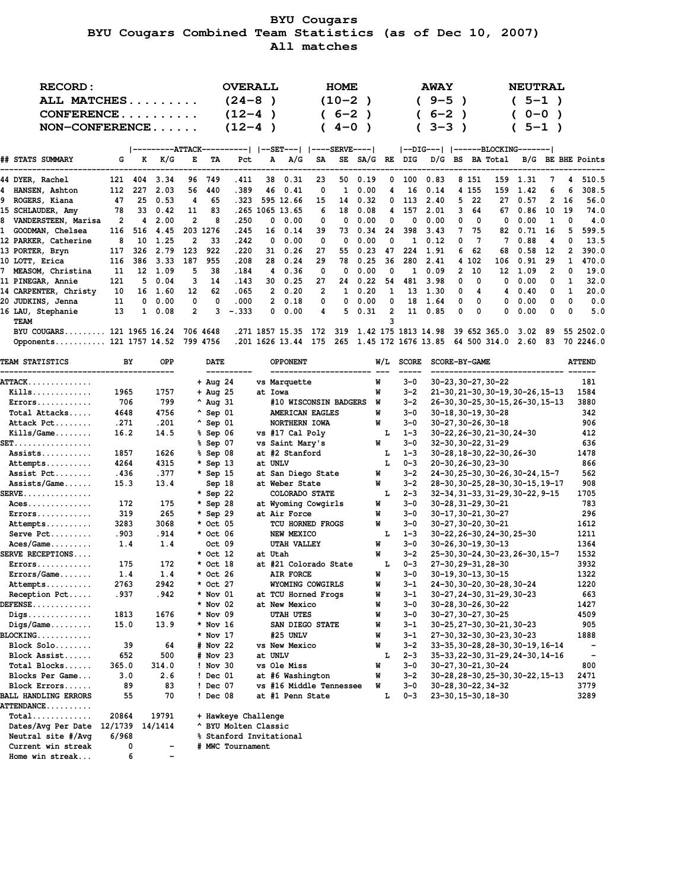# BYU Cougars

## BYU Cougars Combined Team Statistics (as of Dec 10, 2007)

### All matches

| RECORD: | OVERALL | HOME | AWAY | NEUTRAL |
|---|---|---|---|---|
| ALL MATCHES......... | (24-8 ) | (10-2 ) | ( 9-5 ) | ( 5-1 ) |
| CONFERENCE.......... | (12-4 ) | ( 6-2 ) | ( 6-2 ) | ( 0-0 ) |
| NON-CONFERENCE...... | (12-4 ) | ( 4-0 ) | ( 3-3 ) | ( 5-1 ) |

| ## STATS SUMMARY | G | ATTACK K | K/G | E | TA | Pct | SET A | A/G | SERVE SA | SE | SA/G | RE | DIG DIG | D/G | BLOCKING BS | BA | Total | B/G | BE | BHE | Points |
|---|---|---|---|---|---|---|---|---|---|---|---|---|---|---|---|---|---|---|---|---|---|
| 44 DYER, Rachel | 121 | 404 | 3.34 | 96 | 749 | .411 | 38 | 0.31 | 23 | 50 | 0.19 | 0 | 100 | 0.83 | 8 | 151 | 159 | 1.31 | 7 | 4 | 510.5 |
| 4 HANSEN, Ashton | 112 | 227 | 2.03 | 56 | 440 | .389 | 46 | 0.41 | 0 | 1 | 0.00 | 4 | 16 | 0.14 | 4 | 155 | 159 | 1.42 | 6 | 6 | 308.5 |
| 9 ROGERS, Kiana | 47 | 25 | 0.53 | 4 | 65 | .323 | 595 | 12.66 | 15 | 14 | 0.32 | 0 | 113 | 2.40 | 5 | 22 | 27 | 0.57 | 2 | 16 | 56.0 |
| 15 SCHLAUDER, Amy | 78 | 33 | 0.42 | 11 | 83 | .265 | 1065 | 13.65 | 6 | 18 | 0.08 | 4 | 157 | 2.01 | 3 | 64 | 67 | 0.86 | 10 | 19 | 74.0 |
| 8 VANDERSTEEN, Marisa | 2 | 4 | 2.00 | 2 | 8 | .250 | 0 | 0.00 | 0 | 0 | 0.00 | 0 | 0 | 0.00 | 0 | 0 | 0 | 0.00 | 1 | 0 | 4.0 |
| 1 GOODMAN, Chelsea | 116 | 516 | 4.45 | 203 | 1276 | .245 | 16 | 0.14 | 39 | 73 | 0.34 | 24 | 398 | 3.43 | 7 | 75 | 82 | 0.71 | 16 | 5 | 599.5 |
| 12 PARKER, Catherine | 8 | 10 | 1.25 | 2 | 33 | .242 | 0 | 0.00 | 0 | 0 | 0.00 | 0 | 1 | 0.12 | 0 | 7 | 7 | 0.88 | 4 | 0 | 13.5 |
| 13 PORTER, Bryn | 117 | 326 | 2.79 | 123 | 922 | .220 | 31 | 0.26 | 27 | 55 | 0.23 | 47 | 224 | 1.91 | 6 | 62 | 68 | 0.58 | 12 | 2 | 390.0 |
| 10 LOTT, Erica | 116 | 386 | 3.33 | 187 | 955 | .208 | 28 | 0.24 | 29 | 78 | 0.25 | 36 | 280 | 2.41 | 4 | 102 | 106 | 0.91 | 29 | 1 | 470.0 |
| 7 MEASOM, Christina | 11 | 12 | 1.09 | 5 | 38 | .184 | 4 | 0.36 | 0 | 0 | 0.00 | 0 | 1 | 0.09 | 2 | 10 | 12 | 1.09 | 2 | 0 | 19.0 |
| 11 PINEGAR, Annie | 121 | 5 | 0.04 | 3 | 14 | .143 | 30 | 0.25 | 27 | 24 | 0.22 | 54 | 481 | 3.98 | 0 | 0 | 0 | 0.00 | 0 | 1 | 32.0 |
| 14 CARPENTER, Christy | 10 | 16 | 1.60 | 12 | 62 | .065 | 2 | 0.20 | 2 | 1 | 0.20 | 1 | 13 | 1.30 | 0 | 4 | 4 | 0.40 | 0 | 1 | 20.0 |
| 20 JUDKINS, Jenna | 11 | 0 | 0.00 | 0 | 0 | .000 | 2 | 0.18 | 0 | 0 | 0.00 | 0 | 18 | 1.64 | 0 | 0 | 0 | 0.00 | 0 | 0 | 0.0 |
| 16 LAU, Stephanie | 13 | 1 | 0.08 | 2 | 3 | -.333 | 0 | 0.00 | 4 | 5 | 0.31 | 2 | 11 | 0.85 | 0 | 0 | 0 | 0.00 | 0 | 0 | 5.0 |
| TEAM | | | | | | | | | | | | 3 | | | | | | | | | |
| BYU COUGARS......... | 121 | 1965 | 16.24 | 706 | 4648 | .271 | 1857 | 15.35 | 172 | 319 | 1.42 | 175 | 1813 | 14.98 | 39 | 652 | 365.0 | 3.02 | 89 | 55 | 2502.0 |
| Opponents........... | 121 | 1757 | 14.52 | 799 | 4756 | .201 | 1626 | 13.44 | 175 | 265 | 1.45 | 172 | 1676 | 13.85 | 64 | 500 | 314.0 | 2.60 | 83 | 70 | 2246.0 |

| TEAM STATISTICS | BY | OPP |
|---|---|---|
| ATTACK.............. | | |
| Kills............ | 1965 | 1757 |
| Errors........... | 706 | 799 |
| Total Attacks..... | 4648 | 4756 |
| Attack Pct........ | .271 | .201 |
| Kills/Game........ | 16.2 | 14.5 |
| SET................. | | |
| Assists.......... | 1857 | 1626 |
| Attempts.......... | 4264 | 4315 |
| Assist Pct........ | .436 | .377 |
| Assists/Game...... | 15.3 | 13.4 |
| SERVE.............. | | |
| Aces.............. | 172 | 175 |
| Errors............ | 319 | 265 |
| Attempts.......... | 3283 | 3068 |
| Serve Pct......... | .903 | .914 |
| Aces/Game......... | 1.4 | 1.4 |
| SERVE RECEPTIONS.... | | |
| Errors............ | 175 | 172 |
| Errors/Game....... | 1.4 | 1.4 |
| Attempts.......... | 2763 | 2942 |
| Reception Pct..... | .937 | .942 |
| DEFENSE............. | | |
| Digs.............. | 1813 | 1676 |
| Digs/Game......... | 15.0 | 13.9 |
| BLOCKING............ | | |
| Block Solo........ | 39 | 64 |
| Block Assist...... | 652 | 500 |
| Total Blocks...... | 365.0 | 314.0 |
| Blocks Per Game... | 3.0 | 2.6 |
| Block Errors...... | 89 | 83 |
| BALL HANDLING ERRORS | 55 | 70 |
| ATTENDANCE.......... | | |
| Total............ | 20864 | 19791 |
| Dates/Avg Per Date | 12/1739 | 14/1414 |
| Neutral site #/Avg | 6/968 | |
| Current win streak | 0 | - |
| Home win streak... | 6 | - |

| DATE | OPPONENT | W/L | SCORE | SCORE-BY-GAME | ATTEND |
|---|---|---|---|---|---|
| + Aug 24 | vs Marquette | W | 3-0 | 30-23,30-27,30-22 | 181 |
| + Aug 25 | at Iowa | W | 3-2 | 21-30,21-30,30-19,30-26,15-13 | 1584 |
| ^ Aug 31 | #10 WISCONSIN BADGERS | W | 3-2 | 26-30,30-25,30-15,26-30,15-13 | 3880 |
| ^ Sep 01 | AMERICAN EAGLES | W | 3-0 | 30-18,30-19,30-28 | 342 |
| ^ Sep 01 | NORTHERN IOWA | W | 3-0 | 30-27,30-26,30-18 | 906 |
| % Sep 06 | vs #17 Cal Poly | L | 1-3 | 30-22,26-30,21-30,24-30 | 412 |
| % Sep 07 | vs Saint Mary's | W | 3-0 | 32-30,30-22,31-29 | 636 |
| % Sep 08 | at #2 Stanford | L | 1-3 | 30-28,18-30,22-30,26-30 | 1478 |
| * Sep 13 | at UNLV | L | 0-3 | 20-30,26-30,23-30 | 866 |
| * Sep 15 | at San Diego State | W | 3-2 | 24-30,25-30,30-26,30-24,15-7 | 562 |
| Sep 18 | at Weber State | W | 3-2 | 28-30,30-25,28-30,30-15,19-17 | 908 |
| * Sep 22 | COLORADO STATE | L | 2-3 | 32-34,31-33,31-29,30-22,9-15 | 1705 |
| * Sep 28 | at Wyoming Cowgirls | W | 3-0 | 30-28,31-29,30-21 | 783 |
| * Sep 29 | at Air Force | W | 3-0 | 30-17,30-21,30-27 | 296 |
| * Oct 05 | TCU HORNED FROGS | W | 3-0 | 30-27,30-20,30-21 | 1612 |
| * Oct 06 | NEW MEXICO | L | 1-3 | 30-22,26-30,24-30,25-30 | 1211 |
| Oct 09 | UTAH VALLEY | W | 3-0 | 30-26,30-19,30-13 | 1364 |
| * Oct 12 | at Utah | W | 3-2 | 25-30,30-24,30-23,26-30,15-7 | 1532 |
| * Oct 18 | at #21 Colorado State | L | 0-3 | 27-30,29-31,28-30 | 3932 |
| * Oct 26 | AIR FORCE | W | 3-0 | 30-19,30-13,30-15 | 1322 |
| * Oct 27 | WYOMING COWGIRLS | W | 3-1 | 24-30,30-20,30-28,30-24 | 1220 |
| * Nov 01 | at TCU Horned Frogs | W | 3-1 | 30-27,24-30,31-29,30-23 | 663 |
| * Nov 02 | at New Mexico | W | 3-0 | 30-28,30-26,30-22 | 1427 |
| * Nov 09 | UTAH UTES | W | 3-0 | 30-27,30-27,30-25 | 4509 |
| * Nov 16 | SAN DIEGO STATE | W | 3-1 | 30-25,27-30,30-21,30-23 | 905 |
| * Nov 17 | #25 UNLV | W | 3-1 | 27-30,32-30,30-23,30-23 | 1888 |
| # Nov 22 | vs New Mexico | W | 3-2 | 33-35,30-28,28-30,30-19,16-14 | - |
| # Nov 23 | at UNLV | L | 2-3 | 35-33,22-30,31-29,24-30,14-16 | - |
| ! Nov 30 | vs Ole Miss | W | 3-0 | 30-27,30-21,30-24 | 800 |
| ! Dec 01 | at #6 Washington | W | 3-2 | 30-28,28-30,25-30,30-22,15-13 | 2471 |
| ! Dec 07 | vs #16 Middle Tennessee | W | 3-0 | 30-28,30-22,34-32 | 3779 |
| ! Dec 08 | at #1 Penn State | L | 0-3 | 23-30,15-30,18-30 | 3289 |

+ Hawkeye Challenge
^ BYU Molten Classic
% Stanford Invitational
# MWC Tournament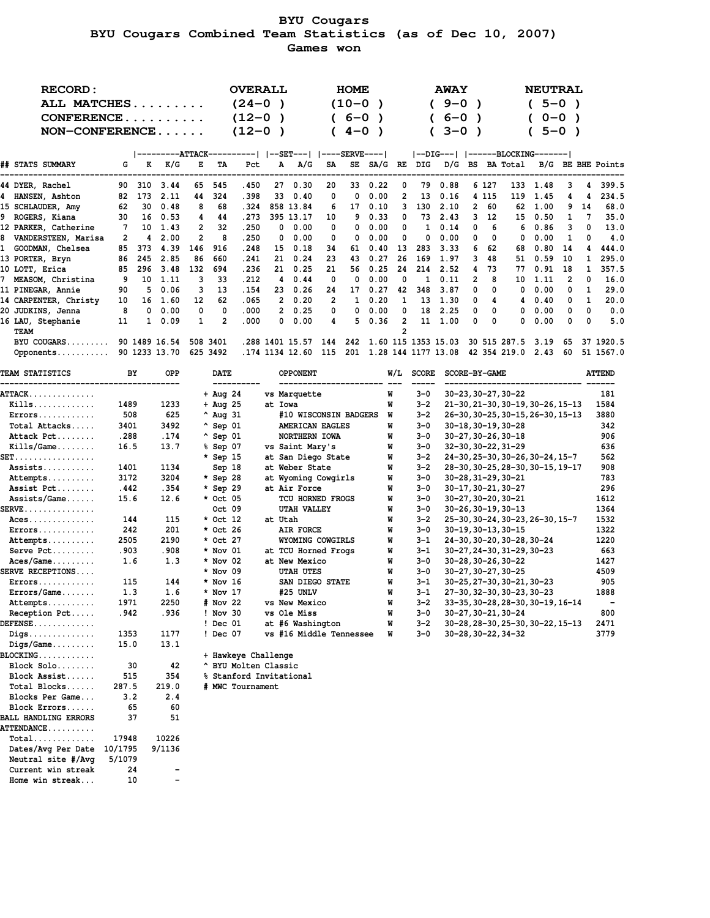# BYU Cougars

## BYU Cougars Combined Team Statistics (as of Dec 10, 2007)

### Games won

| RECORD: | OVERALL | HOME | AWAY | NEUTRAL |
|---|---|---|---|---|
| ALL MATCHES......... | (24-0 ) | (10-0 ) | ( 9-0 ) | ( 5-0 ) |
| CONFERENCE.......... | (12-0 ) | ( 6-0 ) | ( 6-0 ) | ( 0-0 ) |
| NON-CONFERENCE...... | (12-0 ) | ( 4-0 ) | ( 3-0 ) | ( 5-0 ) |

| ## STATS SUMMARY | G | ATTACK K | K/G | E | TA | Pct | SET A | A/G | SERVE SA | SE | SA/G | RE | DIG DIG | D/G | BLOCKING BS | BA | Total | B/G | BE | BHE | Points |
|---|---|---|---|---|---|---|---|---|---|---|---|---|---|---|---|---|---|---|---|---|---|
| 44 DYER, Rachel | 90 | 310 | 3.44 | 65 | 545 | .450 | 27 | 0.30 | 20 | 33 | 0.22 | 0 | 79 | 0.88 | 6 | 127 | 133 | 1.48 | 3 | 4 | 399.5 |
| 4 HANSEN, Ashton | 82 | 173 | 2.11 | 44 | 324 | .398 | 33 | 0.40 | 0 | 0 | 0.00 | 2 | 13 | 0.16 | 4 | 115 | 119 | 1.45 | 4 | 4 | 234.5 |
| 15 SCHLAUDER, Amy | 62 | 30 | 0.48 | 8 | 68 | .324 | 858 | 13.84 | 6 | 17 | 0.10 | 3 | 130 | 2.10 | 2 | 60 | 62 | 1.00 | 9 | 14 | 68.0 |
| 9 ROGERS, Kiana | 30 | 16 | 0.53 | 4 | 44 | .273 | 395 | 13.17 | 10 | 9 | 0.33 | 0 | 73 | 2.43 | 3 | 12 | 15 | 0.50 | 1 | 7 | 35.0 |
| 12 PARKER, Catherine | 7 | 10 | 1.43 | 2 | 32 | .250 | 0 | 0.00 | 0 | 0 | 0.00 | 0 | 1 | 0.14 | 0 | 6 | 6 | 0.86 | 3 | 0 | 13.0 |
| 8 VANDERSTEEN, Marisa | 2 | 4 | 2.00 | 2 | 8 | .250 | 0 | 0.00 | 0 | 0 | 0.00 | 0 | 0 | 0.00 | 0 | 0 | 0 | 0.00 | 1 | 0 | 4.0 |
| 1 GOODMAN, Chelsea | 85 | 373 | 4.39 | 146 | 916 | .248 | 15 | 0.18 | 34 | 61 | 0.40 | 13 | 283 | 3.33 | 6 | 62 | 68 | 0.80 | 14 | 4 | 444.0 |
| 13 PORTER, Bryn | 86 | 245 | 2.85 | 86 | 660 | .241 | 21 | 0.24 | 23 | 43 | 0.27 | 26 | 169 | 1.97 | 3 | 48 | 51 | 0.59 | 10 | 1 | 295.0 |
| 10 LOTT, Erica | 85 | 296 | 3.48 | 132 | 694 | .236 | 21 | 0.25 | 21 | 56 | 0.25 | 24 | 214 | 2.52 | 4 | 73 | 77 | 0.91 | 18 | 1 | 357.5 |
| 7 MEASOM, Christina | 9 | 10 | 1.11 | 3 | 33 | .212 | 4 | 0.44 | 0 | 0 | 0.00 | 0 | 1 | 0.11 | 2 | 8 | 10 | 1.11 | 2 | 0 | 16.0 |
| 11 PINEGAR, Annie | 90 | 5 | 0.06 | 3 | 13 | .154 | 23 | 0.26 | 24 | 17 | 0.27 | 42 | 348 | 3.87 | 0 | 0 | 0 | 0.00 | 0 | 1 | 29.0 |
| 14 CARPENTER, Christy | 10 | 16 | 1.60 | 12 | 62 | .065 | 2 | 0.20 | 2 | 1 | 0.20 | 1 | 13 | 1.30 | 0 | 4 | 4 | 0.40 | 0 | 1 | 20.0 |
| 20 JUDKINS, Jenna | 8 | 0 | 0.00 | 0 | 0 | .000 | 2 | 0.25 | 0 | 0 | 0.00 | 0 | 18 | 2.25 | 0 | 0 | 0 | 0.00 | 0 | 0 | 0.0 |
| 16 LAU, Stephanie | 11 | 1 | 0.09 | 1 | 2 | .000 | 0 | 0.00 | 4 | 5 | 0.36 | 2 | 11 | 1.00 | 0 | 0 | 0 | 0.00 | 0 | 0 | 5.0 |
| TEAM | | | | | | | | | | | | 2 | | | | | | | | | |
| BYU COUGARS......... | 90 | 1489 | 16.54 | 508 | 3401 | .288 | 1401 | 15.57 | 144 | 242 | 1.60 | 115 | 1353 | 15.03 | 30 | 515 | 287.5 | 3.19 | 65 | 37 | 1920.5 |
| Opponents........... | 90 | 1233 | 13.70 | 625 | 3492 | .174 | 1134 | 12.60 | 115 | 201 | 1.28 | 144 | 1177 | 13.08 | 42 | 354 | 219.0 | 2.43 | 60 | 51 | 1567.0 |

| TEAM STATISTICS | BY | OPP |
|---|---|---|
| ATTACK............. | | |
| Kills............ | 1489 | 1233 |
| Errors........... | 508 | 625 |
| Total Attacks..... | 3401 | 3492 |
| Attack Pct........ | .288 | .174 |
| Kills/Game........ | 16.5 | 13.7 |
| SET................ | | |
| Assists........... | 1401 | 1134 |
| Attempts.......... | 3172 | 3204 |
| Assist Pct........ | .442 | .354 |
| Assists/Game...... | 15.6 | 12.6 |
| SERVE.............. | | |
| Aces.............. | 144 | 115 |
| Errors............ | 242 | 201 |
| Attempts.......... | 2505 | 2190 |
| Serve Pct......... | .903 | .908 |
| Aces/Game......... | 1.6 | 1.3 |
| SERVE RECEPTIONS.... | | |
| Errors............ | 115 | 144 |
| Errors/Game....... | 1.3 | 1.6 |
| Attempts.......... | 1971 | 2250 |
| Reception Pct..... | .942 | .936 |
| DEFENSE............ | | |
| Digs.............. | 1353 | 1177 |
| Digs/Game......... | 15.0 | 13.1 |
| BLOCKING........... | | |
| Block Solo........ | 30 | 42 |
| Block Assist...... | 515 | 354 |
| Total Blocks...... | 287.5 | 219.0 |
| Blocks Per Game... | 3.2 | 2.4 |
| Block Errors...... | 65 | 60 |
| BALL HANDLING ERRORS | 37 | 51 |
| ATTENDANCE.......... | | |
| Total............ | 17948 | 10226 |
| Dates/Avg Per Date | 10/1795 | 9/1136 |
| Neutral site #/Avg | 5/1079 | |
| Current win streak | 24 | - |
| Home win streak... | 10 | - |

| DATE | OPPONENT | W/L | SCORE | SCORE-BY-GAME | ATTEND |
|---|---|---|---|---|---|
| + Aug 24 | vs Marquette | W | 3-0 | 30-23,30-27,30-22 | 181 |
| + Aug 25 | at Iowa | W | 3-2 | 21-30,21-30,30-19,30-26,15-13 | 1584 |
| ^ Aug 31 | #10 WISCONSIN BADGERS | W | 3-2 | 26-30,30-25,30-15,26-30,15-13 | 3880 |
| ^ Sep 01 | AMERICAN EAGLES | W | 3-0 | 30-18,30-19,30-28 | 342 |
| ^ Sep 01 | NORTHERN IOWA | W | 3-0 | 30-27,30-26,30-18 | 906 |
| % Sep 07 | vs Saint Mary's | W | 3-0 | 32-30,30-22,31-29 | 636 |
| * Sep 15 | at San Diego State | W | 3-2 | 24-30,25-30,30-26,30-24,15-7 | 562 |
| Sep 18 | at Weber State | W | 3-2 | 28-30,30-25,28-30,30-15,19-17 | 908 |
| * Sep 28 | at Wyoming Cowgirls | W | 3-0 | 30-28,31-29,30-21 | 783 |
| * Sep 29 | at Air Force | W | 3-0 | 30-17,30-21,30-27 | 296 |
| * Oct 05 | TCU HORNED FROGS | W | 3-0 | 30-27,30-20,30-21 | 1612 |
| Oct 09 | UTAH VALLEY | W | 3-0 | 30-26,30-19,30-13 | 1364 |
| * Oct 12 | at Utah | W | 3-2 | 25-30,30-24,30-23,26-30,15-7 | 1532 |
| * Oct 26 | AIR FORCE | W | 3-0 | 30-19,30-13,30-15 | 1322 |
| * Oct 27 | WYOMING COWGIRLS | W | 3-1 | 24-30,30-20,30-28,30-24 | 1220 |
| * Nov 01 | at TCU Horned Frogs | W | 3-1 | 30-27,24-30,31-29,30-23 | 663 |
| * Nov 02 | at New Mexico | W | 3-0 | 30-28,30-26,30-22 | 1427 |
| * Nov 09 | UTAH UTES | W | 3-0 | 30-27,30-27,30-25 | 4509 |
| * Nov 16 | SAN DIEGO STATE | W | 3-1 | 30-25,27-30,30-21,30-23 | 905 |
| * Nov 17 | #25 UNLV | W | 3-1 | 27-30,32-30,30-23,30-23 | 1888 |
| # Nov 22 | vs New Mexico | W | 3-2 | 33-35,30-28,28-30,30-19,16-14 | - |
| ! Nov 30 | vs Ole Miss | W | 3-0 | 30-27,30-21,30-24 | 800 |
| ! Dec 01 | at #6 Washington | W | 3-2 | 30-28,28-30,25-30,30-22,15-13 | 2471 |
| ! Dec 07 | vs #16 Middle Tennessee | W | 3-0 | 30-28,30-22,34-32 | 3779 |

+ Hawkeye Challenge
^ BYU Molten Classic
% Stanford Invitational
# MWC Tournament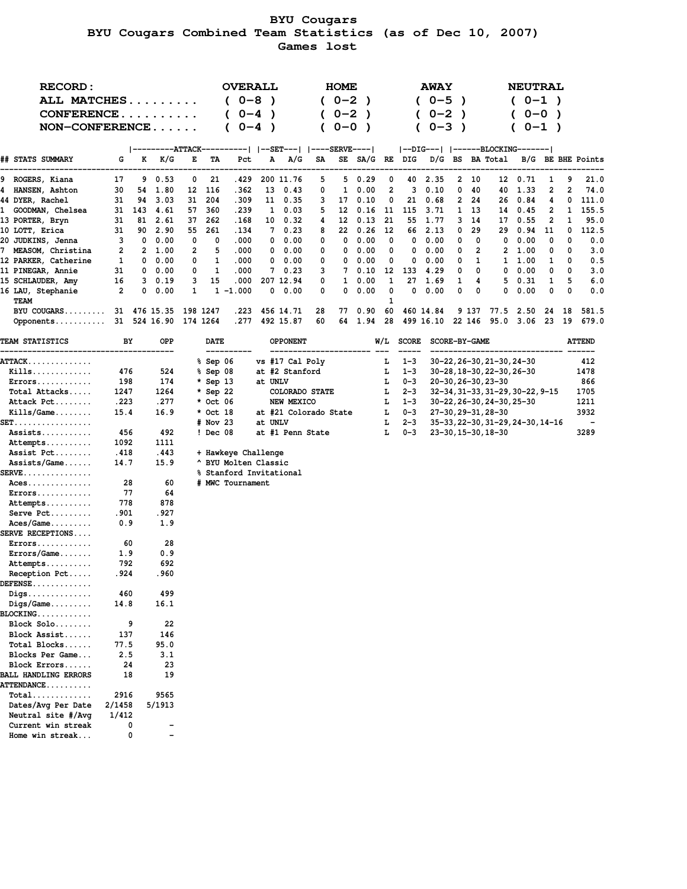# BYU Cougars

## BYU Cougars Combined Team Statistics (as of Dec 10, 2007)

### Games lost

| RECORD: | OVERALL | HOME | AWAY | NEUTRAL |
|---|---|---|---|---|
| ALL MATCHES......... | ( 0-8 ) | ( 0-2 ) | ( 0-5 ) | ( 0-1 ) |
| CONFERENCE.......... | ( 0-4 ) | ( 0-2 ) | ( 0-2 ) | ( 0-0 ) |
| NON-CONFERENCE...... | ( 0-4 ) | ( 0-0 ) | ( 0-3 ) | ( 0-1 ) |

| ## | STATS SUMMARY | G | ATTACK K | K/G | E | TA | Pct | SET A | A/G | SERVE SA | SE | SA/G | RE | DIG | D/G | BLOCKING BS | BA | Total | B/G | BE | BHE | Points |
|---|---|---|---|---|---|---|---|---|---|---|---|---|---|---|---|---|---|---|---|---|---|---|
| 9 | ROGERS, Kiana | 17 | 9 | 0.53 | 0 | 21 | .429 | 200 | 11.76 | 5 | 5 | 0.29 | 0 | 40 | 2.35 | 2 | 10 | 12 | 0.71 | 1 | 9 | 21.0 |
| 4 | HANSEN, Ashton | 30 | 54 | 1.80 | 12 | 116 | .362 | 13 | 0.43 | 0 | 1 | 0.00 | 2 | 3 | 0.10 | 0 | 40 | 40 | 1.33 | 2 | 2 | 74.0 |
| 44 | DYER, Rachel | 31 | 94 | 3.03 | 31 | 204 | .309 | 11 | 0.35 | 3 | 17 | 0.10 | 0 | 21 | 0.68 | 2 | 24 | 26 | 0.84 | 4 | 0 | 111.0 |
| 1 | GOODMAN, Chelsea | 31 | 143 | 4.61 | 57 | 360 | .239 | 1 | 0.03 | 5 | 12 | 0.16 | 11 | 115 | 3.71 | 1 | 13 | 14 | 0.45 | 2 | 1 | 155.5 |
| 13 | PORTER, Bryn | 31 | 81 | 2.61 | 37 | 262 | .168 | 10 | 0.32 | 4 | 12 | 0.13 | 21 | 55 | 1.77 | 3 | 14 | 17 | 0.55 | 2 | 1 | 95.0 |
| 10 | LOTT, Erica | 31 | 90 | 2.90 | 55 | 261 | .134 | 7 | 0.23 | 8 | 22 | 0.26 | 12 | 66 | 2.13 | 0 | 29 | 29 | 0.94 | 11 | 0 | 112.5 |
| 20 | JUDKINS, Jenna | 3 | 0 | 0.00 | 0 | 0 | .000 | 0 | 0.00 | 0 | 0 | 0.00 | 0 | 0 | 0.00 | 0 | 0 | 0 | 0.00 | 0 | 0 | 0.0 |
| 7 | MEASOM, Christina | 2 | 2 | 1.00 | 2 | 5 | .000 | 0 | 0.00 | 0 | 0 | 0.00 | 0 | 0 | 0.00 | 0 | 2 | 2 | 1.00 | 0 | 0 | 3.0 |
| 12 | PARKER, Catherine | 1 | 0 | 0.00 | 0 | 1 | .000 | 0 | 0.00 | 0 | 0 | 0.00 | 0 | 0 | 0.00 | 0 | 1 | 1 | 1.00 | 1 | 0 | 0.5 |
| 11 | PINEGAR, Annie | 31 | 0 | 0.00 | 0 | 1 | .000 | 7 | 0.23 | 3 | 7 | 0.10 | 12 | 133 | 4.29 | 0 | 0 | 0 | 0.00 | 0 | 0 | 3.0 |
| 15 | SCHLAUDER, Amy | 16 | 3 | 0.19 | 3 | 15 | .000 | 207 | 12.94 | 0 | 1 | 0.00 | 1 | 27 | 1.69 | 1 | 4 | 5 | 0.31 | 1 | 5 | 6.0 |
| 16 | LAU, Stephanie | 2 | 0 | 0.00 | 1 | 1 | -1.000 | 0 | 0.00 | 0 | 0 | 0.00 | 0 | 0 | 0.00 | 0 | 0 | 0 | 0.00 | 0 | 0 | 0.0 |
| | TEAM | | | | | | | | | | | | 1 | | | | | | | | | |
| | BYU COUGARS......... | 31 | 476 | 15.35 | 198 | 1247 | .223 | 456 | 14.71 | 28 | 77 | 0.90 | 60 | 460 | 14.84 | 9 | 137 | 77.5 | 2.50 | 24 | 18 | 581.5 |
| | Opponents........... | 31 | 524 | 16.90 | 174 | 1264 | .277 | 492 | 15.87 | 60 | 64 | 1.94 | 28 | 499 | 16.10 | 22 | 146 | 95.0 | 3.06 | 23 | 19 | 679.0 |

| TEAM STATISTICS | BY | OPP |
|---|---|---|
| ATTACK............. | | |
| Kills............. | 476 | 524 |
| Errors............ | 198 | 174 |
| Total Attacks..... | 1247 | 1264 |
| Attack Pct........ | .223 | .277 |
| Kills/Game........ | 15.4 | 16.9 |
| SET................ | | |
| Assists........... | 456 | 492 |
| Attempts.......... | 1092 | 1111 |
| Assist Pct........ | .418 | .443 |
| Assists/Game...... | 14.7 | 15.9 |
| SERVE.............. | | |
| Aces.............. | 28 | 60 |
| Errors............ | 77 | 64 |
| Attempts.......... | 778 | 878 |
| Serve Pct......... | .901 | .927 |
| Aces/Game......... | 0.9 | 1.9 |
| SERVE RECEPTIONS.... | | |
| Errors............ | 60 | 28 |
| Errors/Game....... | 1.9 | 0.9 |
| Attempts.......... | 792 | 692 |
| Reception Pct..... | .924 | .960 |
| DEFENSE............ | | |
| Digs.............. | 460 | 499 |
| Digs/Game......... | 14.8 | 16.1 |
| BLOCKING........... | | |
| Block Solo........ | 9 | 22 |
| Block Assist...... | 137 | 146 |
| Total Blocks...... | 77.5 | 95.0 |
| Blocks Per Game... | 2.5 | 3.1 |
| Block Errors...... | 24 | 23 |
| BALL HANDLING ERRORS | 18 | 19 |
| ATTENDANCE.......... | | |
| Total............. | 2916 | 9565 |
| Dates/Avg Per Date | 2/1458 | 5/1913 |
| Neutral site #/Avg | 1/412 | |
| Current win streak | 0 | - |
| Home win streak... | 0 | - |

| DATE | OPPONENT | W/L | SCORE | SCORE-BY-GAME | ATTEND |
|---|---|---|---|---|---|
| % Sep 06 | vs #17 Cal Poly | L | 1-3 | 30-22,26-30,21-30,24-30 | 412 |
| % Sep 08 | at #2 Stanford | L | 1-3 | 30-28,18-30,22-30,26-30 | 1478 |
| * Sep 13 | at UNLV | L | 0-3 | 20-30,26-30,23-30 | 866 |
| * Sep 22 | COLORADO STATE | L | 2-3 | 32-34,31-33,31-29,30-22,9-15 | 1705 |
| * Oct 06 | NEW MEXICO | L | 1-3 | 30-22,26-30,24-30,25-30 | 1211 |
| * Oct 18 | at #21 Colorado State | L | 0-3 | 27-30,29-31,28-30 | 3932 |
| # Nov 23 | at UNLV | L | 2-3 | 35-33,22-30,31-29,24-30,14-16 | - |
| ! Dec 08 | at #1 Penn State | L | 0-3 | 23-30,15-30,18-30 | 3289 |

+ Hawkeye Challenge
^ BYU Molten Classic
% Stanford Invitational
# MWC Tournament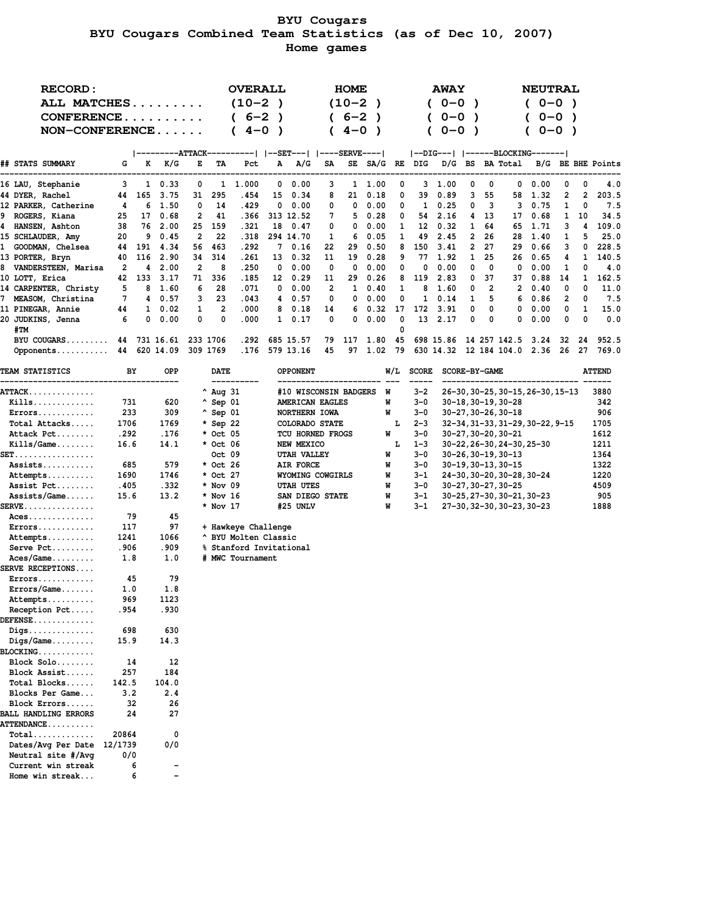# BYU Cougars

## BYU Cougars Combined Team Statistics (as of Dec 10, 2007)

### Home games

| RECORD: | OVERALL | HOME | AWAY | NEUTRAL |
|---|---|---|---|---|
| ALL MATCHES......... | (10-2 ) | (10-2 ) | ( 0-0 ) | ( 0-0 ) |
| CONFERENCE.......... | ( 6-2 ) | ( 6-2 ) | ( 0-0 ) | ( 0-0 ) |
| NON-CONFERENCE...... | ( 4-0 ) | ( 4-0 ) | ( 0-0 ) | ( 0-0 ) |

| ## | STATS SUMMARY | G | ATTACK K | K/G | E | TA | Pct | SET A | A/G | SERVE SA | SE | SA/G | RE | DIG DIG | D/G | BLOCKING BS | BA | Total | B/G | BE | BHE | Points |
|---|---|---|---|---|---|---|---|---|---|---|---|---|---|---|---|---|---|---|---|---|---|---|
| 16 | LAU, Stephanie | 3 | 1 | 0.33 | 0 | 1 | 1.000 | 0 | 0.00 | 3 | 1 | 1.00 | 0 | 3 | 1.00 | 0 | 0 | 0 | 0.00 | 0 | 0 | 4.0 |
| 44 | DYER, Rachel | 44 | 165 | 3.75 | 31 | 295 | .454 | 15 | 0.34 | 8 | 21 | 0.18 | 0 | 39 | 0.89 | 3 | 55 | 58 | 1.32 | 2 | 2 | 203.5 |
| 12 | PARKER, Catherine | 4 | 6 | 1.50 | 0 | 14 | .429 | 0 | 0.00 | 0 | 0 | 0.00 | 0 | 1 | 0.25 | 0 | 3 | 3 | 0.75 | 1 | 0 | 7.5 |
| 9 | ROGERS, Kiana | 25 | 17 | 0.68 | 2 | 41 | .366 | 313 | 12.52 | 7 | 5 | 0.28 | 0 | 54 | 2.16 | 4 | 13 | 17 | 0.68 | 1 | 10 | 34.5 |
| 4 | HANSEN, Ashton | 38 | 76 | 2.00 | 25 | 159 | .321 | 18 | 0.47 | 0 | 0 | 0.00 | 1 | 12 | 0.32 | 1 | 64 | 65 | 1.71 | 3 | 4 | 109.0 |
| 15 | SCHLAUDER, Amy | 20 | 9 | 0.45 | 2 | 22 | .318 | 294 | 14.70 | 1 | 6 | 0.05 | 1 | 49 | 2.45 | 2 | 26 | 28 | 1.40 | 1 | 5 | 25.0 |
| 1 | GOODMAN, Chelsea | 44 | 191 | 4.34 | 56 | 463 | .292 | 7 | 0.16 | 22 | 29 | 0.50 | 8 | 150 | 3.41 | 2 | 27 | 29 | 0.66 | 3 | 0 | 228.5 |
| 13 | PORTER, Bryn | 40 | 116 | 2.90 | 34 | 314 | .261 | 13 | 0.32 | 11 | 19 | 0.28 | 9 | 77 | 1.92 | 1 | 25 | 26 | 0.65 | 4 | 1 | 140.5 |
| 8 | VANDERSTEEN, Marisa | 2 | 4 | 2.00 | 2 | 8 | .250 | 0 | 0.00 | 0 | 0 | 0.00 | 0 | 0 | 0.00 | 0 | 0 | 0 | 0.00 | 1 | 0 | 4.0 |
| 10 | LOTT, Erica | 42 | 133 | 3.17 | 71 | 336 | .185 | 12 | 0.29 | 11 | 29 | 0.26 | 8 | 119 | 2.83 | 0 | 37 | 37 | 0.88 | 14 | 1 | 162.5 |
| 14 | CARPENTER, Christy | 5 | 8 | 1.60 | 6 | 28 | .071 | 0 | 0.00 | 2 | 1 | 0.40 | 1 | 8 | 1.60 | 0 | 2 | 2 | 0.40 | 0 | 0 | 11.0 |
| 7 | MEASOM, Christina | 7 | 4 | 0.57 | 3 | 23 | .043 | 4 | 0.57 | 0 | 0 | 0.00 | 0 | 1 | 0.14 | 1 | 5 | 6 | 0.86 | 2 | 0 | 7.5 |
| 11 | PINEGAR, Annie | 44 | 1 | 0.02 | 1 | 2 | .000 | 8 | 0.18 | 14 | 6 | 0.32 | 17 | 172 | 3.91 | 0 | 0 | 0 | 0.00 | 0 | 1 | 15.0 |
| 20 | JUDKINS, Jenna | 6 | 0 | 0.00 | 0 | 0 | .000 | 1 | 0.17 | 0 | 0 | 0.00 | 0 | 13 | 2.17 | 0 | 0 | 0 | 0.00 | 0 | 0 | 0.0 |
| | #TM | | | | | | | | | | | | 0 | | | | | | | | | |
| | BYU COUGARS......... | 44 | 731 | 16.61 | 233 | 1706 | .292 | 685 | 15.57 | 79 | 117 | 1.80 | 45 | 698 | 15.86 | 14 | 257 | 142.5 | 3.24 | 32 | 24 | 952.5 |
| | Opponents.......... | 44 | 620 | 14.09 | 309 | 1769 | .176 | 579 | 13.16 | 45 | 97 | 1.02 | 79 | 630 | 14.32 | 12 | 184 | 104.0 | 2.36 | 26 | 27 | 769.0 |

| TEAM STATISTICS | BY | OPP |
|---|---|---|
| ATTACK.............. | | |
| Kills............ | 731 | 620 |
| Errors........... | 233 | 309 |
| Total Attacks..... | 1706 | 1769 |
| Attack Pct........ | .292 | .176 |
| Kills/Game........ | 16.6 | 14.1 |
| SET................. | | |
| Assists........... | 685 | 579 |
| Attempts.......... | 1690 | 1746 |
| Assist Pct........ | .405 | .332 |
| Assists/Game...... | 15.6 | 13.2 |
| SERVE............... | | |
| Aces.............. | 79 | 45 |
| Errors............ | 117 | 97 |
| Attempts.......... | 1241 | 1066 |
| Serve Pct......... | .906 | .909 |
| Aces/Game......... | 1.8 | 1.0 |
| SERVE RECEPTIONS.... | | |
| Errors............ | 45 | 79 |
| Errors/Game....... | 1.0 | 1.8 |
| Attempts.......... | 969 | 1123 |
| Reception Pct..... | .954 | .930 |
| DEFENSE............. | | |
| Digs.............. | 698 | 630 |
| Digs/Game......... | 15.9 | 14.3 |
| BLOCKING............ | | |
| Block Solo........ | 14 | 12 |
| Block Assist...... | 257 | 184 |
| Total Blocks...... | 142.5 | 104.0 |
| Blocks Per Game... | 3.2 | 2.4 |
| Block Errors...... | 32 | 26 |
| BALL HANDLING ERRORS | 24 | 27 |
| ATTENDANCE.......... | | |
| Total............ | 20864 | 0 |
| Dates/Avg Per Date | 12/1739 | 0/0 |
| Neutral site #/Avg | 0/0 | |
| Current win streak | 6 | - |
| Home win streak... | 6 | - |

| DATE | OPPONENT | W/L | SCORE | SCORE-BY-GAME | ATTEND |
|---|---|---|---|---|---|
| ^ Aug 31 | #10 WISCONSIN BADGERS | W | 3-2 | 26-30,30-25,30-15,26-30,15-13 | 3880 |
| ^ Sep 01 | AMERICAN EAGLES | W | 3-0 | 30-18,30-19,30-28 | 342 |
| ^ Sep 01 | NORTHERN IOWA | W | 3-0 | 30-27,30-26,30-18 | 906 |
| * Sep 22 | COLORADO STATE | L | 2-3 | 32-34,31-33,31-29,30-22,9-15 | 1705 |
| * Oct 05 | TCU HORNED FROGS | W | 3-0 | 30-27,30-20,30-21 | 1612 |
| * Oct 06 | NEW MEXICO | L | 1-3 | 30-22,26-30,24-30,25-30 | 1211 |
| Oct 09 | UTAH VALLEY | W | 3-0 | 30-26,30-19,30-13 | 1364 |
| * Oct 26 | AIR FORCE | W | 3-0 | 30-19,30-13,30-15 | 1322 |
| * Oct 27 | WYOMING COWGIRLS | W | 3-1 | 24-30,30-20,30-28,30-24 | 1220 |
| * Nov 09 | UTAH UTES | W | 3-0 | 30-27,30-27,30-25 | 4509 |
| * Nov 16 | SAN DIEGO STATE | W | 3-1 | 30-25,27-30,30-21,30-23 | 905 |
| * Nov 17 | #25 UNLV | W | 3-1 | 27-30,32-30,30-23,30-23 | 1888 |

+ Hawkeye Challenge
^ BYU Molten Classic
% Stanford Invitational
# MWC Tournament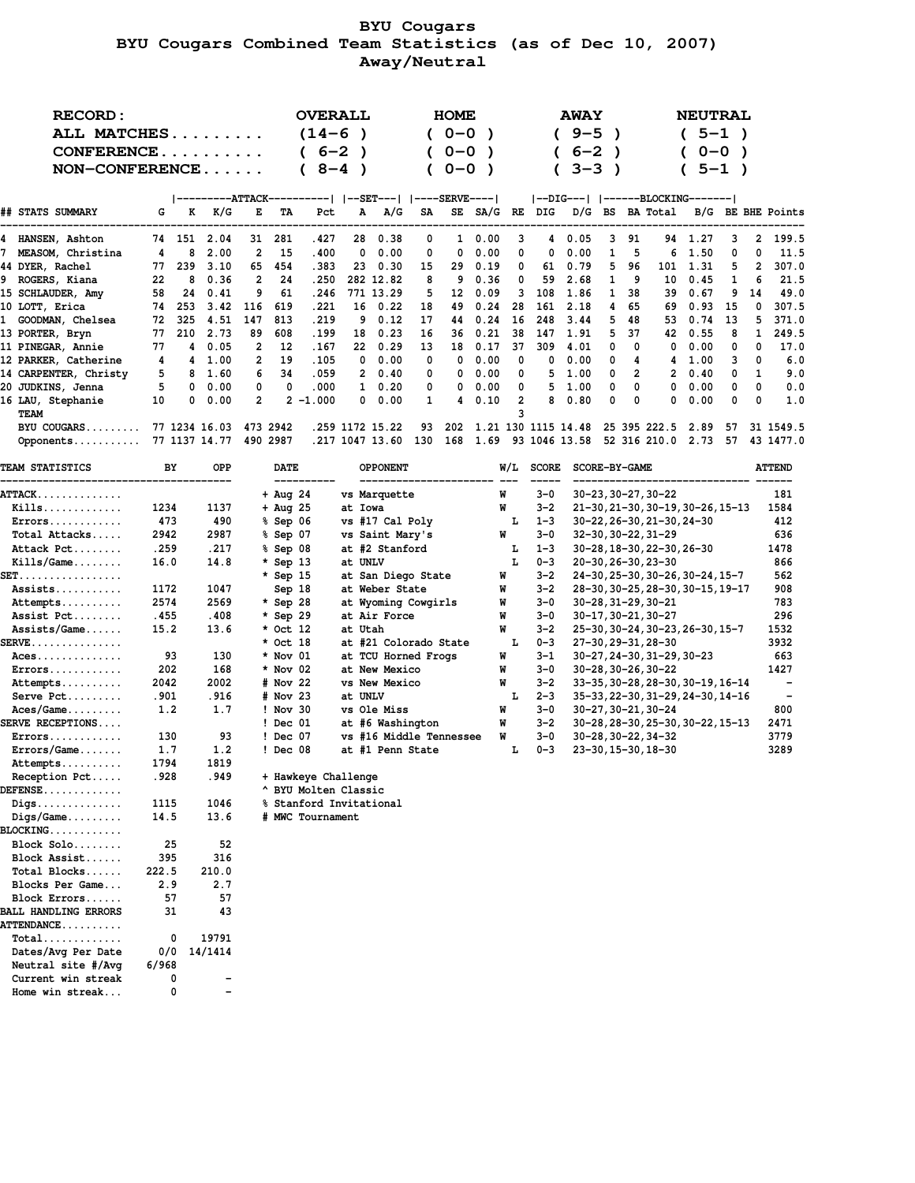# BYU Cougars

## BYU Cougars Combined Team Statistics (as of Dec 10, 2007)

### Away/Neutral

| RECORD: | OVERALL | HOME | AWAY | NEUTRAL |
|---|---|---|---|---|
| ALL MATCHES......... | (14-6 ) | ( 0-0 ) | ( 9-5 ) | ( 5-1 ) |
| CONFERENCE.......... | ( 6-2 ) | ( 0-0 ) | ( 6-2 ) | ( 0-0 ) |
| NON-CONFERENCE...... | ( 8-4 ) | ( 0-0 ) | ( 3-3 ) | ( 5-1 ) |

| ## STATS SUMMARY | G | K | K/G | E | TA | Pct | A | A/G | SA | SE | SA/G | RE | DIG | D/G | BS | BA | Total | B/G | BE | BHE | Points |
|---|---|---|---|---|---|---|---|---|---|---|---|---|---|---|---|---|---|---|---|---|---|
| | ATTACK | | | | | | SET | | SERVE | | | | DIG | | BLOCKING | | | | | | |
| 4 HANSEN, Ashton | 74 | 151 | 2.04 | 31 | 281 | .427 | 28 | 0.38 | 0 | 1 | 0.00 | 3 | 4 | 0.05 | 3 | 91 | 94 | 1.27 | 3 | 2 | 199.5 |
| 7 MEASOM, Christina | 4 | 8 | 2.00 | 2 | 15 | .400 | 0 | 0.00 | 0 | 0 | 0.00 | 0 | 0 | 0.00 | 1 | 5 | 6 | 1.50 | 0 | 0 | 11.5 |
| 44 DYER, Rachel | 77 | 239 | 3.10 | 65 | 454 | .383 | 23 | 0.30 | 15 | 29 | 0.19 | 0 | 61 | 0.79 | 5 | 96 | 101 | 1.31 | 5 | 2 | 307.0 |
| 9 ROGERS, Kiana | 22 | 8 | 0.36 | 2 | 24 | .250 | 282 | 12.82 | 8 | 9 | 0.36 | 0 | 59 | 2.68 | 1 | 9 | 10 | 0.45 | 1 | 6 | 21.5 |
| 15 SCHLAUDER, Amy | 58 | 24 | 0.41 | 9 | 61 | .246 | 771 | 13.29 | 5 | 12 | 0.09 | 3 | 108 | 1.86 | 1 | 38 | 39 | 0.67 | 9 | 14 | 49.0 |
| 10 LOTT, Erica | 74 | 253 | 3.42 | 116 | 619 | .221 | 16 | 0.22 | 18 | 49 | 0.24 | 28 | 161 | 2.18 | 4 | 65 | 69 | 0.93 | 15 | 0 | 307.5 |
| 1 GOODMAN, Chelsea | 72 | 325 | 4.51 | 147 | 813 | .219 | 9 | 0.12 | 17 | 44 | 0.24 | 16 | 248 | 3.44 | 5 | 48 | 53 | 0.74 | 13 | 5 | 371.0 |
| 13 PORTER, Bryn | 77 | 210 | 2.73 | 89 | 608 | .199 | 18 | 0.23 | 16 | 36 | 0.21 | 38 | 147 | 1.91 | 5 | 37 | 42 | 0.55 | 8 | 1 | 249.5 |
| 11 PINEGAR, Annie | 77 | 4 | 0.05 | 2 | 12 | .167 | 22 | 0.29 | 13 | 18 | 0.17 | 37 | 309 | 4.01 | 0 | 0 | 0 | 0.00 | 0 | 0 | 17.0 |
| 12 PARKER, Catherine | 4 | 4 | 1.00 | 2 | 19 | .105 | 0 | 0.00 | 0 | 0 | 0.00 | 0 | 0 | 0.00 | 0 | 4 | 4 | 1.00 | 3 | 0 | 6.0 |
| 14 CARPENTER, Christy | 5 | 8 | 1.60 | 6 | 34 | .059 | 2 | 0.40 | 0 | 0 | 0.00 | 0 | 5 | 1.00 | 0 | 2 | 2 | 0.40 | 0 | 1 | 9.0 |
| 20 JUDKINS, Jenna | 5 | 0 | 0.00 | 0 | 0 | .000 | 1 | 0.20 | 0 | 0 | 0.00 | 0 | 5 | 1.00 | 0 | 0 | 0 | 0.00 | 0 | 0 | 0.0 |
| 16 LAU, Stephanie | 10 | 0 | 0.00 | 2 | 2 | -1.000 | 0 | 0.00 | 1 | 4 | 0.10 | 2 | 8 | 0.80 | 0 | 0 | 0 | 0.00 | 0 | 0 | 1.0 |
| TEAM | | | | | | | | | | | | 3 | | | | | | | | | |
| BYU COUGARS......... | 77 | 1234 | 16.03 | 473 | 2942 | .259 | 1172 | 15.22 | 93 | 202 | 1.21 | 130 | 1115 | 14.48 | 25 | 395 | 222.5 | 2.89 | 57 | 31 | 1549.5 |
| Opponents........... | 77 | 1137 | 14.77 | 490 | 2987 | .217 | 1047 | 13.60 | 130 | 168 | 1.69 | 93 | 1046 | 13.58 | 52 | 316 | 210.0 | 2.73 | 57 | 43 | 1477.0 |

| TEAM STATISTICS | BY | OPP |
|---|---|---|
| ATTACK.............. | | |
| Kills............ | 1234 | 1137 |
| Errors............ | 473 | 490 |
| Total Attacks..... | 2942 | 2987 |
| Attack Pct........ | .259 | .217 |
| Kills/Game........ | 16.0 | 14.8 |
| SET................. | | |
| Assists.......... | 1172 | 1047 |
| Attempts.......... | 2574 | 2569 |
| Assist Pct........ | .455 | .408 |
| Assists/Game...... | 15.2 | 13.6 |
| SERVE............... | | |
| Aces.............. | 93 | 130 |
| Errors............ | 202 | 168 |
| Attempts.......... | 2042 | 2002 |
| Serve Pct......... | .901 | .916 |
| Aces/Game......... | 1.2 | 1.7 |
| SERVE RECEPTIONS.... | | |
| Errors............ | 130 | 93 |
| Errors/Game....... | 1.7 | 1.2 |
| Attempts.......... | 1794 | 1819 |
| Reception Pct..... | .928 | .949 |
| DEFENSE............. | | |
| Digs.............. | 1115 | 1046 |
| Digs/Game......... | 14.5 | 13.6 |
| BLOCKING............ | | |
| Block Solo........ | 25 | 52 |
| Block Assist...... | 395 | 316 |
| Total Blocks...... | 222.5 | 210.0 |
| Blocks Per Game... | 2.9 | 2.7 |
| Block Errors...... | 57 | 57 |
| BALL HANDLING ERRORS | 31 | 43 |
| ATTENDANCE.......... | | |
| Total............. | 0 | 19791 |
| Dates/Avg Per Date | 0/0 | 14/1414 |
| Neutral site #/Avg | 6/968 | |
| Current win streak | 0 | - |
| Home win streak... | 0 | - |

| DATE | OPPONENT | W/L | SCORE | SCORE-BY-GAME | ATTEND |
|---|---|---|---|---|---|
| + Aug 24 | vs Marquette | W | 3-0 | 30-23,30-27,30-22 | 181 |
| + Aug 25 | at Iowa | W | 3-2 | 21-30,21-30,30-19,30-26,15-13 | 1584 |
| % Sep 06 | vs #17 Cal Poly | L | 1-3 | 30-22,26-30,21-30,24-30 | 412 |
| % Sep 07 | vs Saint Mary's | W | 3-0 | 32-30,30-22,31-29 | 636 |
| % Sep 08 | at #2 Stanford | L | 1-3 | 30-28,18-30,22-30,26-30 | 1478 |
| * Sep 13 | at UNLV | L | 0-3 | 20-30,26-30,23-30 | 866 |
| * Sep 15 | at San Diego State | W | 3-2 | 24-30,25-30,30-26,30-24,15-7 | 562 |
| Sep 18 | at Weber State | W | 3-2 | 28-30,30-25,28-30,30-15,19-17 | 908 |
| * Sep 28 | at Wyoming Cowgirls | W | 3-0 | 30-28,31-29,30-21 | 783 |
| * Sep 29 | at Air Force | W | 3-0 | 30-17,30-21,30-27 | 296 |
| * Oct 12 | at Utah | W | 3-2 | 25-30,30-24,30-23,26-30,15-7 | 1532 |
| * Oct 18 | at #21 Colorado State | L | 0-3 | 27-30,29-31,28-30 | 3932 |
| * Nov 01 | at TCU Horned Frogs | W | 3-1 | 30-27,24-30,31-29,30-23 | 663 |
| * Nov 02 | at New Mexico | W | 3-0 | 30-28,30-26,30-22 | 1427 |
| # Nov 22 | vs New Mexico | W | 3-2 | 33-35,30-28,28-30,30-19,16-14 | - |
| # Nov 23 | at UNLV | L | 2-3 | 35-33,22-30,31-29,24-30,14-16 | - |
| ! Nov 30 | vs Ole Miss | W | 3-0 | 30-27,30-21,30-24 | 800 |
| ! Dec 01 | at #6 Washington | W | 3-2 | 30-28,28-30,25-30,30-22,15-13 | 2471 |
| ! Dec 07 | vs #16 Middle Tennessee | W | 3-0 | 30-28,30-22,34-32 | 3779 |
| ! Dec 08 | at #1 Penn State | L | 0-3 | 23-30,15-30,18-30 | 3289 |

+ Hawkeye Challenge
^ BYU Molten Classic
% Stanford Invitational
# MWC Tournament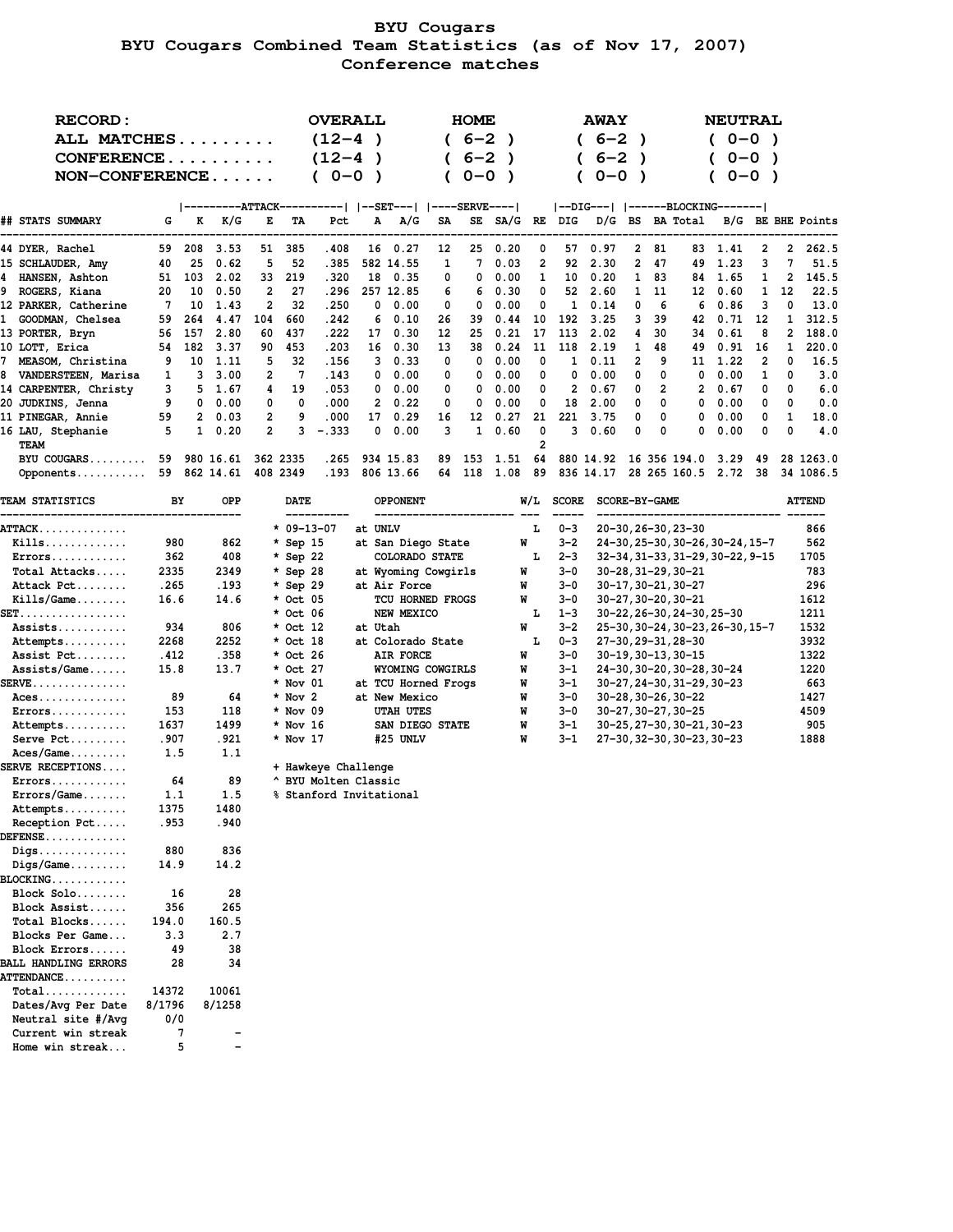# BYU Cougars

## BYU Cougars Combined Team Statistics (as of Nov 17, 2007)

### Conference matches

| RECORD: | OVERALL | HOME | AWAY | NEUTRAL |
|---|---|---|---|---|
| ALL MATCHES......... | (12-4 ) | ( 6-2 ) | ( 6-2 ) | ( 0-0 ) |
| CONFERENCE.......... | (12-4 ) | ( 6-2 ) | ( 6-2 ) | ( 0-0 ) |
| NON-CONFERENCE...... | ( 0-0 ) | ( 0-0 ) | ( 0-0 ) | ( 0-0 ) |

| | | ATTACK | | | | | SET | | SERVE | | | | DIG | | BLOCKING | | | | | | |
|---|---|---|---|---|---|---|---|---|---|---|---|---|---|---|---|---|---|---|---|---|---|
| ## STATS SUMMARY | G | K | K/G | E | TA | Pct | A | A/G | SA | SE | SA/G | RE | DIG | D/G | BS | BA | Total | B/G | BE | BHE | Points |
| 44 DYER, Rachel | 59 | 208 | 3.53 | 51 | 385 | .408 | 16 | 0.27 | 12 | 25 | 0.20 | 0 | 57 | 0.97 | 2 | 81 | 83 | 1.41 | 2 | 2 | 262.5 |
| 15 SCHLAUDER, Amy | 40 | 25 | 0.62 | 5 | 52 | .385 | 582 | 14.55 | 1 | 7 | 0.03 | 2 | 92 | 2.30 | 2 | 47 | 49 | 1.23 | 3 | 7 | 51.5 |
| 4 HANSEN, Ashton | 51 | 103 | 2.02 | 33 | 219 | .320 | 18 | 0.35 | 0 | 0 | 0.00 | 1 | 10 | 0.20 | 1 | 83 | 84 | 1.65 | 1 | 2 | 145.5 |
| 9 ROGERS, Kiana | 20 | 10 | 0.50 | 2 | 27 | .296 | 257 | 12.85 | 6 | 6 | 0.30 | 0 | 52 | 2.60 | 1 | 11 | 12 | 0.60 | 1 | 12 | 22.5 |
| 12 PARKER, Catherine | 7 | 10 | 1.43 | 2 | 32 | .250 | 0 | 0.00 | 0 | 0 | 0.00 | 0 | 1 | 0.14 | 0 | 6 | 6 | 0.86 | 3 | 0 | 13.0 |
| 1 GOODMAN, Chelsea | 59 | 264 | 4.47 | 104 | 660 | .242 | 6 | 0.10 | 26 | 39 | 0.44 | 10 | 192 | 3.25 | 3 | 39 | 42 | 0.71 | 12 | 1 | 312.5 |
| 13 PORTER, Bryn | 56 | 157 | 2.80 | 60 | 437 | .222 | 17 | 0.30 | 12 | 25 | 0.21 | 17 | 113 | 2.02 | 4 | 30 | 34 | 0.61 | 8 | 2 | 188.0 |
| 10 LOTT, Erica | 54 | 182 | 3.37 | 90 | 453 | .203 | 16 | 0.30 | 13 | 38 | 0.24 | 11 | 118 | 2.19 | 1 | 48 | 49 | 0.91 | 16 | 1 | 220.0 |
| 7 MEASOM, Christina | 9 | 10 | 1.11 | 5 | 32 | .156 | 3 | 0.33 | 0 | 0 | 0.00 | 0 | 1 | 0.11 | 2 | 9 | 11 | 1.22 | 2 | 0 | 16.5 |
| 8 VANDERSTEEN, Marisa | 1 | 3 | 3.00 | 2 | 7 | .143 | 0 | 0.00 | 0 | 0 | 0.00 | 0 | 0 | 0.00 | 0 | 0 | 0 | 0.00 | 1 | 0 | 3.0 |
| 14 CARPENTER, Christy | 3 | 5 | 1.67 | 4 | 19 | .053 | 0 | 0.00 | 0 | 0 | 0.00 | 0 | 2 | 0.67 | 0 | 2 | 2 | 0.67 | 0 | 0 | 6.0 |
| 20 JUDKINS, Jenna | 9 | 0 | 0.00 | 0 | 0 | .000 | 2 | 0.22 | 0 | 0 | 0.00 | 0 | 18 | 2.00 | 0 | 0 | 0 | 0.00 | 0 | 0 | 0.0 |
| 11 PINEGAR, Annie | 59 | 2 | 0.03 | 2 | 9 | .000 | 17 | 0.29 | 16 | 12 | 0.27 | 21 | 221 | 3.75 | 0 | 0 | 0 | 0.00 | 0 | 1 | 18.0 |
| 16 LAU, Stephanie | 5 | 1 | 0.20 | 2 | 3 | -.333 | 0 | 0.00 | 3 | 1 | 0.60 | 0 | 3 | 0.60 | 0 | 0 | 0 | 0.00 | 0 | 0 | 4.0 |
| TEAM | | | | | | | | | | | | 2 | | | | | | | | | |
| BYU COUGARS......... | 59 | 980 | 16.61 | 362 | 2335 | .265 | 934 | 15.83 | 89 | 153 | 1.51 | 64 | 880 | 14.92 | 16 | 356 | 194.0 | 3.29 | 49 | 28 | 1263.0 |
| Opponents........... | 59 | 862 | 14.61 | 408 | 2349 | .193 | 806 | 13.66 | 64 | 118 | 1.08 | 89 | 836 | 14.17 | 28 | 265 | 160.5 | 2.72 | 38 | 34 | 1086.5 |

| TEAM STATISTICS | BY | OPP |
|---|---|---|
| ATTACK............. | | |
| Kills............ | 980 | 862 |
| Errors........... | 362 | 408 |
| Total Attacks..... | 2335 | 2349 |
| Attack Pct........ | .265 | .193 |
| Kills/Game........ | 16.6 | 14.6 |
| SET................ | | |
| Assists.......... | 934 | 806 |
| Attempts.......... | 2268 | 2252 |
| Assist Pct........ | .412 | .358 |
| Assists/Game...... | 15.8 | 13.7 |
| SERVE.............. | | |
| Aces.............. | 89 | 64 |
| Errors............ | 153 | 118 |
| Attempts.......... | 1637 | 1499 |
| Serve Pct......... | .907 | .921 |
| Aces/Game......... | 1.5 | 1.1 |
| SERVE RECEPTIONS.... | | |
| Errors............ | 64 | 89 |
| Errors/Game....... | 1.1 | 1.5 |
| Attempts.......... | 1375 | 1480 |
| Reception Pct..... | .953 | .940 |
| DEFENSE............ | | |
| Digs.............. | 880 | 836 |
| Digs/Game......... | 14.9 | 14.2 |
| BLOCKING........... | | |
| Block Solo........ | 16 | 28 |
| Block Assist...... | 356 | 265 |
| Total Blocks...... | 194.0 | 160.5 |
| Blocks Per Game... | 3.3 | 2.7 |
| Block Errors...... | 49 | 38 |
| BALL HANDLING ERRORS | 28 | 34 |
| ATTENDANCE.......... | | |
| Total............ | 14372 | 10061 |
| Dates/Avg Per Date | 8/1796 | 8/1258 |
| Neutral site #/Avg | 0/0 | |
| Current win streak | 7 | - |
| Home win streak... | 5 | - |

| DATE | OPPONENT | W/L | SCORE | SCORE-BY-GAME | ATTEND |
|---|---|---|---|---|---|
| * 09-13-07 | at UNLV | L | 0-3 | 20-30,26-30,23-30 | 866 |
| * Sep 15 | at San Diego State | W | 3-2 | 24-30,25-30,30-26,30-24,15-7 | 562 |
| * Sep 22 | COLORADO STATE | L | 2-3 | 32-34,31-33,31-29,30-22,9-15 | 1705 |
| * Sep 28 | at Wyoming Cowgirls | W | 3-0 | 30-28,31-29,30-21 | 783 |
| * Sep 29 | at Air Force | W | 3-0 | 30-17,30-21,30-27 | 296 |
| * Oct 05 | TCU HORNED FROGS | W | 3-0 | 30-27,30-20,30-21 | 1612 |
| * Oct 06 | NEW MEXICO | L | 1-3 | 30-22,26-30,24-30,25-30 | 1211 |
| * Oct 12 | at Utah | W | 3-2 | 25-30,30-24,30-23,26-30,15-7 | 1532 |
| * Oct 18 | at Colorado State | L | 0-3 | 27-30,29-31,28-30 | 3932 |
| * Oct 26 | AIR FORCE | W | 3-0 | 30-19,30-13,30-15 | 1322 |
| * Oct 27 | WYOMING COWGIRLS | W | 3-1 | 24-30,30-20,30-28,30-24 | 1220 |
| * Nov 01 | at TCU Horned Frogs | W | 3-1 | 30-27,24-30,31-29,30-23 | 663 |
| * Nov 2 | at New Mexico | W | 3-0 | 30-28,30-26,30-22 | 1427 |
| * Nov 09 | UTAH UTES | W | 3-0 | 30-27,30-27,30-25 | 4509 |
| * Nov 16 | SAN DIEGO STATE | W | 3-1 | 30-25,27-30,30-21,30-23 | 905 |
| * Nov 17 | #25 UNLV | W | 3-1 | 27-30,32-30,30-23,30-23 | 1888 |

+ Hawkeye Challenge
^ BYU Molten Classic
% Stanford Invitational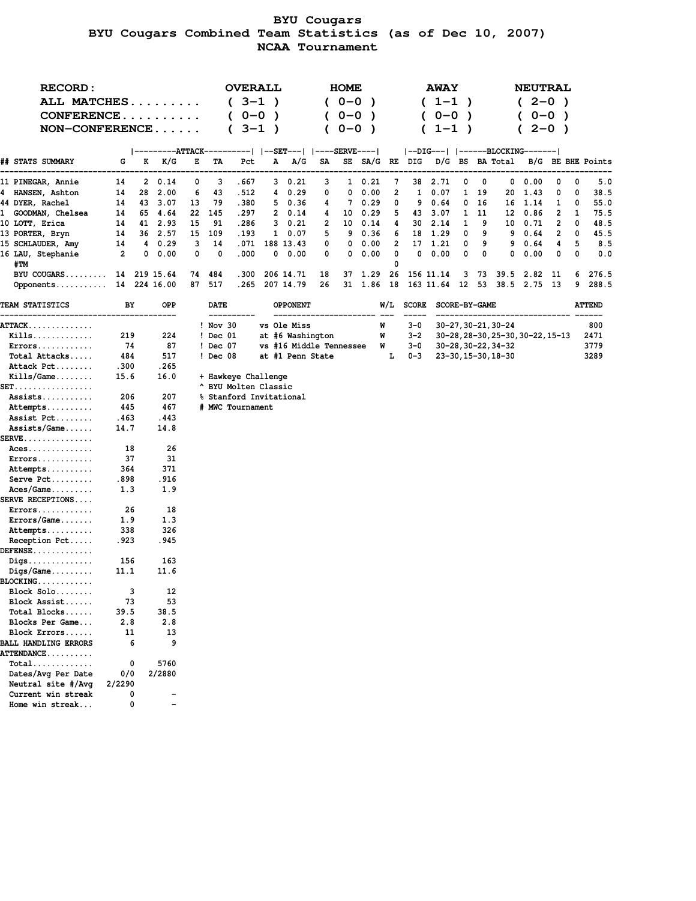# BYU Cougars

## BYU Cougars Combined Team Statistics (as of Dec 10, 2007)

### NCAA Tournament

| RECORD: | OVERALL | HOME | AWAY | NEUTRAL |
|---|---|---|---|---|
| ALL MATCHES......... | ( 3-1 ) | ( 0-0 ) | ( 1-1 ) | ( 2-0 ) |
| CONFERENCE.......... | ( 0-0 ) | ( 0-0 ) | ( 0-0 ) | ( 0-0 ) |
| NON-CONFERENCE...... | ( 3-1 ) | ( 0-0 ) | ( 1-1 ) | ( 2-0 ) |

| | | ATTACK | | | | | SET | | SERVE | | | | DIG | | BLOCKING | | | | | | |
|---|---|---|---|---|---|---|---|---|---|---|---|---|---|---|---|---|---|---|---|---|---|
| ## STATS SUMMARY | G | K | K/G | E | TA | Pct | A | A/G | SA | SE | SA/G | RE | DIG | D/G | BS | BA | Total | B/G | BE | BHE | Points |
| 11 PINEGAR, Annie | 14 | 2 | 0.14 | 0 | 3 | .667 | 3 | 0.21 | 3 | 1 | 0.21 | 7 | 38 | 2.71 | 0 | 0 | 0 | 0.00 | 0 | 0 | 5.0 |
| 4 HANSEN, Ashton | 14 | 28 | 2.00 | 6 | 43 | .512 | 4 | 0.29 | 0 | 0 | 0.00 | 2 | 1 | 0.07 | 1 | 19 | 20 | 1.43 | 0 | 0 | 38.5 |
| 44 DYER, Rachel | 14 | 43 | 3.07 | 13 | 79 | .380 | 5 | 0.36 | 4 | 7 | 0.29 | 0 | 9 | 0.64 | 0 | 16 | 16 | 1.14 | 1 | 0 | 55.0 |
| 1 GOODMAN, Chelsea | 14 | 65 | 4.64 | 22 | 145 | .297 | 2 | 0.14 | 4 | 10 | 0.29 | 5 | 43 | 3.07 | 1 | 11 | 12 | 0.86 | 2 | 1 | 75.5 |
| 10 LOTT, Erica | 14 | 41 | 2.93 | 15 | 91 | .286 | 3 | 0.21 | 2 | 10 | 0.14 | 4 | 30 | 2.14 | 1 | 9 | 10 | 0.71 | 2 | 0 | 48.5 |
| 13 PORTER, Bryn | 14 | 36 | 2.57 | 15 | 109 | .193 | 1 | 0.07 | 5 | 9 | 0.36 | 6 | 18 | 1.29 | 0 | 9 | 9 | 0.64 | 2 | 0 | 45.5 |
| 15 SCHLAUDER, Amy | 14 | 4 | 0.29 | 3 | 14 | .071 | 188 | 13.43 | 0 | 0 | 0.00 | 2 | 17 | 1.21 | 0 | 9 | 9 | 0.64 | 4 | 5 | 8.5 |
| 16 LAU, Stephanie | 2 | 0 | 0.00 | 0 | 0 | .000 | 0 | 0.00 | 0 | 0 | 0.00 | 0 | 0 | 0.00 | 0 | 0 | 0 | 0.00 | 0 | 0 | 0.0 |
| #TM | | | | | | | | | | | | 0 | | | | | | | | | |
| BYU COUGARS......... | 14 | 219 | 15.64 | 74 | 484 | .300 | 206 | 14.71 | 18 | 37 | 1.29 | 26 | 156 | 11.14 | 3 | 73 | 39.5 | 2.82 | 11 | 6 | 276.5 |
| Opponents........... | 14 | 224 | 16.00 | 87 | 517 | .265 | 207 | 14.79 | 26 | 31 | 1.86 | 18 | 163 | 11.64 | 12 | 53 | 38.5 | 2.75 | 13 | 9 | 288.5 |

| TEAM STATISTICS | BY | OPP |
|---|---|---|
| ATTACK.............. | | |
| Kills.............. | 219 | 224 |
| Errors............. | 74 | 87 |
| Total Attacks...... | 484 | 517 |
| Attack Pct......... | .300 | .265 |
| Kills/Game......... | 15.6 | 16.0 |
| SET................. | | |
| Assists............ | 206 | 207 |
| Attempts........... | 445 | 467 |
| Assist Pct......... | .463 | .443 |
| Assists/Game....... | 14.7 | 14.8 |
| SERVE............... | | |
| Aces............... | 18 | 26 |
| Errors............. | 37 | 31 |
| Attempts........... | 364 | 371 |
| Serve Pct.......... | .898 | .916 |
| Aces/Game.......... | 1.3 | 1.9 |
| SERVE RECEPTIONS.... | | |
| Errors............. | 26 | 18 |
| Errors/Game........ | 1.9 | 1.3 |
| Attempts........... | 338 | 326 |
| Reception Pct...... | .923 | .945 |
| DEFENSE............. | | |
| Digs............... | 156 | 163 |
| Digs/Game.......... | 11.1 | 11.6 |
| BLOCKING............ | | |
| Block Solo......... | 3 | 12 |
| Block Assist....... | 73 | 53 |
| Total Blocks....... | 39.5 | 38.5 |
| Blocks Per Game.... | 2.8 | 2.8 |
| Block Errors....... | 11 | 13 |
| BALL HANDLING ERRORS | 6 | 9 |
| ATTENDANCE.......... | | |
| Total.............. | 0 | 5760 |
| Dates/Avg Per Date | 0/0 | 2/2880 |
| Neutral site #/Avg | 2/2290 | |
| Current win streak | 0 | - |
| Home win streak... | 0 | - |

| DATE | OPPONENT | W/L | SCORE | SCORE-BY-GAME | ATTEND |
|---|---|---|---|---|---|
| ! Nov 30 | vs Ole Miss | W | 3-0 | 30-27,30-21,30-24 | 800 |
| ! Dec 01 | at #6 Washington | W | 3-2 | 30-28,28-30,25-30,30-22,15-13 | 2471 |
| ! Dec 07 | vs #16 Middle Tennessee | W | 3-0 | 30-28,30-22,34-32 | 3779 |
| ! Dec 08 | at #1 Penn State | L | 0-3 | 23-30,15-30,18-30 | 3289 |

+ Hawkeye Challenge
^ BYU Molten Classic
% Stanford Invitational
# MWC Tournament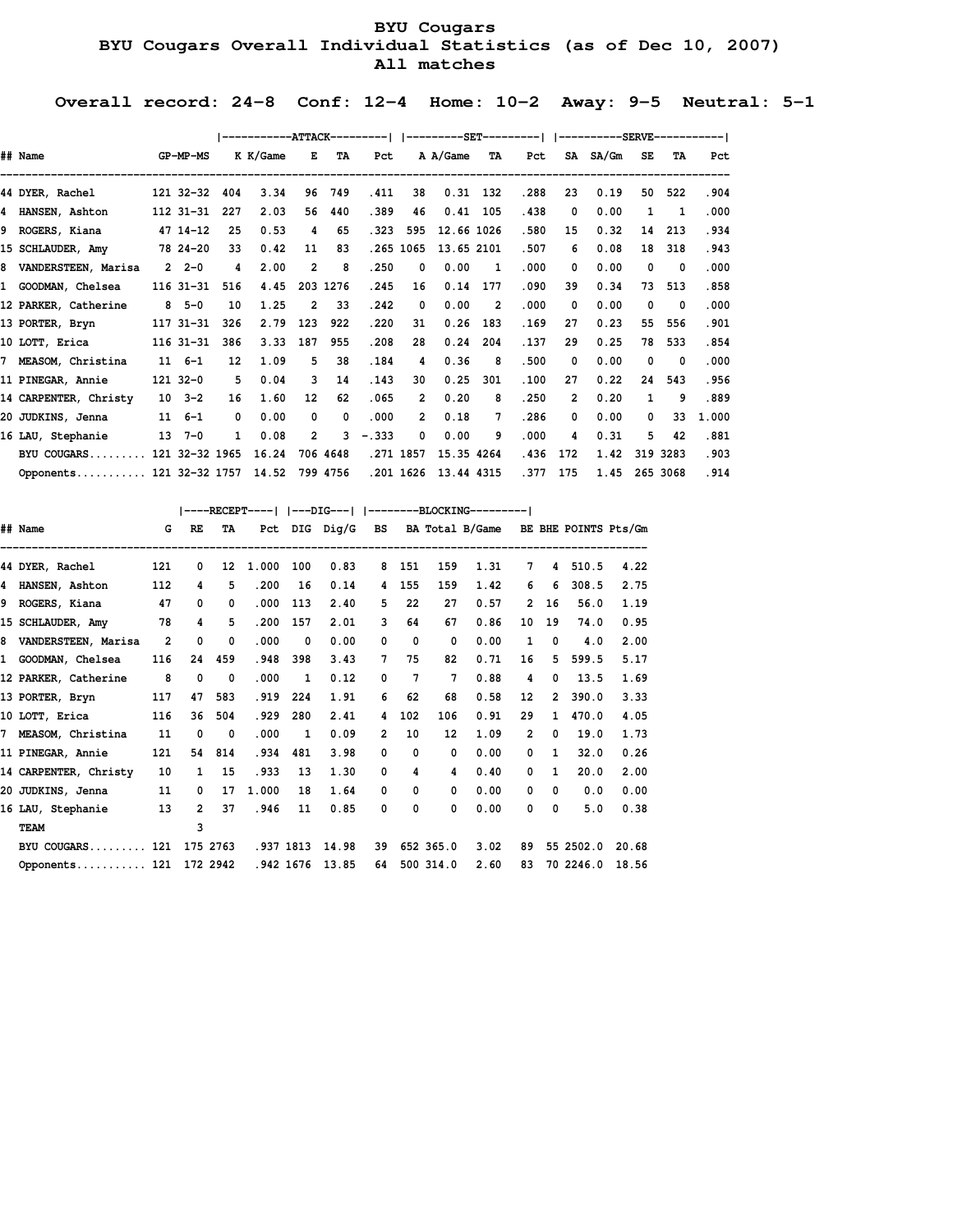# BYU Cougars

## BYU Cougars Overall Individual Statistics (as of Dec 10, 2007)

### All matches

**Overall record: 24-8 Conf: 12-4 Home: 10-2 Away: 9-5 Neutral: 5-1**

| ## | Name | GP-MP-MS | ATTACK K | K/Game | E | TA | Pct | SET A | A/Game | TA | Pct | SERVE SA | SA/Gm | SE | TA | Pct |
|---|---|---|---|---|---|---|---|---|---|---|---|---|---|---|---|---|
| 44 | DYER, Rachel | 121 32-32 | 404 | 3.34 | 96 | 749 | .411 | 38 | 0.31 | 132 | .288 | 23 | 0.19 | 50 | 522 | .904 |
| 4 | HANSEN, Ashton | 112 31-31 | 227 | 2.03 | 56 | 440 | .389 | 46 | 0.41 | 105 | .438 | 0 | 0.00 | 1 | 1 | .000 |
| 9 | ROGERS, Kiana | 47 14-12 | 25 | 0.53 | 4 | 65 | .323 | 595 | 12.66 | 1026 | .580 | 15 | 0.32 | 14 | 213 | .934 |
| 15 | SCHLAUDER, Amy | 78 24-20 | 33 | 0.42 | 11 | 83 | .265 | 1065 | 13.65 | 2101 | .507 | 6 | 0.08 | 18 | 318 | .943 |
| 8 | VANDERSTEEN, Marisa | 2 2-0 | 4 | 2.00 | 2 | 8 | .250 | 0 | 0.00 | 1 | .000 | 0 | 0.00 | 0 | 0 | .000 |
| 1 | GOODMAN, Chelsea | 116 31-31 | 516 | 4.45 | 203 | 1276 | .245 | 16 | 0.14 | 177 | .090 | 39 | 0.34 | 73 | 513 | .858 |
| 12 | PARKER, Catherine | 8 5-0 | 10 | 1.25 | 2 | 33 | .242 | 0 | 0.00 | 2 | .000 | 0 | 0.00 | 0 | 0 | .000 |
| 13 | PORTER, Bryn | 117 31-31 | 326 | 2.79 | 123 | 922 | .220 | 31 | 0.26 | 183 | .169 | 27 | 0.23 | 55 | 556 | .901 |
| 10 | LOTT, Erica | 116 31-31 | 386 | 3.33 | 187 | 955 | .208 | 28 | 0.24 | 204 | .137 | 29 | 0.25 | 78 | 533 | .854 |
| 7 | MEASOM, Christina | 11 6-1 | 12 | 1.09 | 5 | 38 | .184 | 4 | 0.36 | 8 | .500 | 0 | 0.00 | 0 | 0 | .000 |
| 11 | PINEGAR, Annie | 121 32-0 | 5 | 0.04 | 3 | 14 | .143 | 30 | 0.25 | 301 | .100 | 27 | 0.22 | 24 | 543 | .956 |
| 14 | CARPENTER, Christy | 10 3-2 | 16 | 1.60 | 12 | 62 | .065 | 2 | 0.20 | 8 | .250 | 2 | 0.20 | 1 | 9 | .889 |
| 20 | JUDKINS, Jenna | 11 6-1 | 0 | 0.00 | 0 | 0 | .000 | 2 | 0.18 | 7 | .286 | 0 | 0.00 | 0 | 33 | 1.000 |
| 16 | LAU, Stephanie | 13 7-0 | 1 | 0.08 | 2 | 3 | -.333 | 0 | 0.00 | 9 | .000 | 4 | 0.31 | 5 | 42 | .881 |
| | BYU COUGARS | 121 32-32 | 1965 | 16.24 | 706 | 4648 | .271 | 1857 | 15.35 | 4264 | .436 | 172 | 1.42 | 319 | 3283 | .903 |
| | Opponents | 121 32-32 | 1757 | 14.52 | 799 | 4756 | .201 | 1626 | 13.44 | 4315 | .377 | 175 | 1.45 | 265 | 3068 | .914 |

| ## | Name | G | RECEPT RE | TA | Pct | DIG | Dig/G | BLOCKING BS | BA | Total | B/Game | BE | BHE | POINTS | Pts/Gm |
|---|---|---|---|---|---|---|---|---|---|---|---|---|---|---|---|
| 44 | DYER, Rachel | 121 | 0 | 12 | 1.000 | 100 | 0.83 | 8 | 151 | 159 | 1.31 | 7 | 4 | 510.5 | 4.22 |
| 4 | HANSEN, Ashton | 112 | 4 | 5 | .200 | 16 | 0.14 | 4 | 155 | 159 | 1.42 | 6 | 6 | 308.5 | 2.75 |
| 9 | ROGERS, Kiana | 47 | 0 | 0 | .000 | 113 | 2.40 | 5 | 22 | 27 | 0.57 | 2 | 16 | 56.0 | 1.19 |
| 15 | SCHLAUDER, Amy | 78 | 4 | 5 | .200 | 157 | 2.01 | 3 | 64 | 67 | 0.86 | 10 | 19 | 74.0 | 0.95 |
| 8 | VANDERSTEEN, Marisa | 2 | 0 | 0 | .000 | 0 | 0.00 | 0 | 0 | 0 | 0.00 | 1 | 0 | 4.0 | 2.00 |
| 1 | GOODMAN, Chelsea | 116 | 24 | 459 | .948 | 398 | 3.43 | 7 | 75 | 82 | 0.71 | 16 | 5 | 599.5 | 5.17 |
| 12 | PARKER, Catherine | 8 | 0 | 0 | .000 | 1 | 0.12 | 0 | 7 | 7 | 0.88 | 4 | 0 | 13.5 | 1.69 |
| 13 | PORTER, Bryn | 117 | 47 | 583 | .919 | 224 | 1.91 | 6 | 62 | 68 | 0.58 | 12 | 2 | 390.0 | 3.33 |
| 10 | LOTT, Erica | 116 | 36 | 504 | .929 | 280 | 2.41 | 4 | 102 | 106 | 0.91 | 29 | 1 | 470.0 | 4.05 |
| 7 | MEASOM, Christina | 11 | 0 | 0 | .000 | 1 | 0.09 | 2 | 10 | 12 | 1.09 | 2 | 0 | 19.0 | 1.73 |
| 11 | PINEGAR, Annie | 121 | 54 | 814 | .934 | 481 | 3.98 | 0 | 0 | 0 | 0.00 | 0 | 1 | 32.0 | 0.26 |
| 14 | CARPENTER, Christy | 10 | 1 | 15 | .933 | 13 | 1.30 | 0 | 4 | 4 | 0.40 | 0 | 1 | 20.0 | 2.00 |
| 20 | JUDKINS, Jenna | 11 | 0 | 17 | 1.000 | 18 | 1.64 | 0 | 0 | 0 | 0.00 | 0 | 0 | 0.0 | 0.00 |
| 16 | LAU, Stephanie | 13 | 2 | 37 | .946 | 11 | 0.85 | 0 | 0 | 0 | 0.00 | 0 | 0 | 5.0 | 0.38 |
| | TEAM | | 3 | | | | | | | | | | | | |
| | BYU COUGARS | 121 | 175 | 2763 | .937 | 1813 | 14.98 | 39 | 652 | 365.0 | 3.02 | 89 | 55 | 2502.0 | 20.68 |
| | Opponents | 121 | 172 | 2942 | .942 | 1676 | 13.85 | 64 | 500 | 314.0 | 2.60 | 83 | 70 | 2246.0 | 18.56 |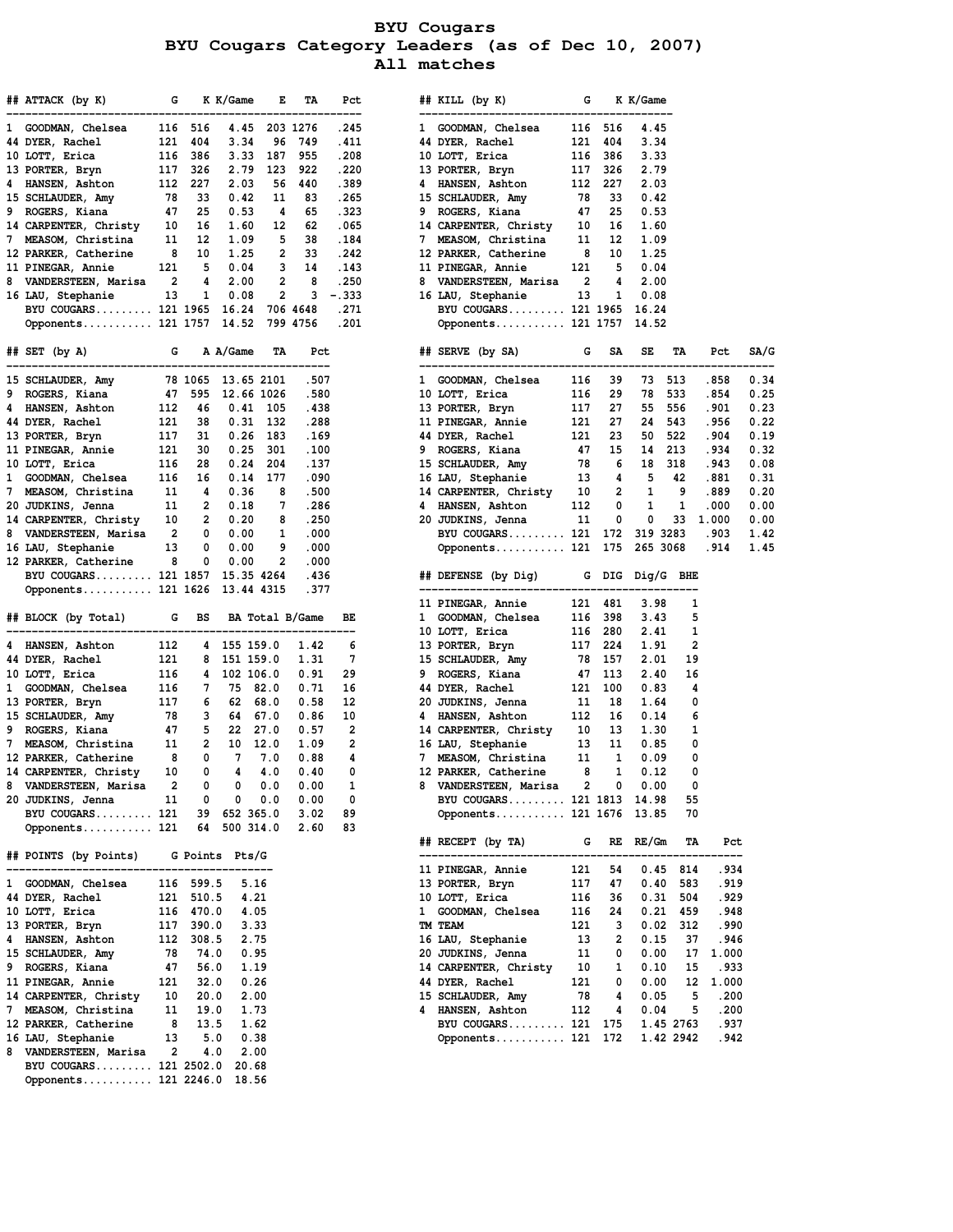# BYU Cougars

## BYU Cougars Category Leaders (as of Dec 10, 2007)

### All matches

## ATTACK (by K)

| ## | Player | G | K | K/Game | E | TA | Pct |
|---|---|---|---|---|---|---|---|
| 1 | GOODMAN, Chelsea | 116 | 516 | 4.45 | 203 | 1276 | .245 |
| 44 | DYER, Rachel | 121 | 404 | 3.34 | 96 | 749 | .411 |
| 10 | LOTT, Erica | 116 | 386 | 3.33 | 187 | 955 | .208 |
| 13 | PORTER, Bryn | 117 | 326 | 2.79 | 123 | 922 | .220 |
| 4 | HANSEN, Ashton | 112 | 227 | 2.03 | 56 | 440 | .389 |
| 15 | SCHLAUDER, Amy | 78 | 33 | 0.42 | 11 | 83 | .265 |
| 9 | ROGERS, Kiana | 47 | 25 | 0.53 | 4 | 65 | .323 |
| 14 | CARPENTER, Christy | 10 | 16 | 1.60 | 12 | 62 | .065 |
| 7 | MEASOM, Christina | 11 | 12 | 1.09 | 5 | 38 | .184 |
| 12 | PARKER, Catherine | 8 | 10 | 1.25 | 2 | 33 | .242 |
| 11 | PINEGAR, Annie | 121 | 5 | 0.04 | 3 | 14 | .143 |
| 8 | VANDERSTEEN, Marisa | 2 | 4 | 2.00 | 2 | 8 | .250 |
| 16 | LAU, Stephanie | 13 | 1 | 0.08 | 2 | 3 | -.333 |
| | BYU COUGARS......... | 121 | 1965 | 16.24 | 706 | 4648 | .271 |
| | Opponents........... | 121 | 1757 | 14.52 | 799 | 4756 | .201 |

## SET (by A)

| ## | Player | G | A | A/Game | TA | Pct |
|---|---|---|---|---|---|---|
| 15 | SCHLAUDER, Amy | 78 | 1065 | 13.65 | 2101 | .507 |
| 9 | ROGERS, Kiana | 47 | 595 | 12.66 | 1026 | .580 |
| 4 | HANSEN, Ashton | 112 | 46 | 0.41 | 105 | .438 |
| 44 | DYER, Rachel | 121 | 38 | 0.31 | 132 | .288 |
| 13 | PORTER, Bryn | 117 | 31 | 0.26 | 183 | .169 |
| 11 | PINEGAR, Annie | 121 | 30 | 0.25 | 301 | .100 |
| 10 | LOTT, Erica | 116 | 28 | 0.24 | 204 | .137 |
| 1 | GOODMAN, Chelsea | 116 | 16 | 0.14 | 177 | .090 |
| 7 | MEASOM, Christina | 11 | 4 | 0.36 | 8 | .500 |
| 20 | JUDKINS, Jenna | 11 | 2 | 0.18 | 7 | .286 |
| 14 | CARPENTER, Christy | 10 | 2 | 0.20 | 8 | .250 |
| 8 | VANDERSTEEN, Marisa | 2 | 0 | 0.00 | 1 | .000 |
| 16 | LAU, Stephanie | 13 | 0 | 0.00 | 9 | .000 |
| 12 | PARKER, Catherine | 8 | 0 | 0.00 | 2 | .000 |
| | BYU COUGARS......... | 121 | 1857 | 15.35 | 4264 | .436 |
| | Opponents........... | 121 | 1626 | 13.44 | 4315 | .377 |

## BLOCK (by Total)

| ## | Player | G | BS | BA | Total | B/Game | BE |
|---|---|---|---|---|---|---|---|
| 4 | HANSEN, Ashton | 112 | 4 | 155 | 159.0 | 1.42 | 6 |
| 44 | DYER, Rachel | 121 | 8 | 151 | 159.0 | 1.31 | 7 |
| 10 | LOTT, Erica | 116 | 4 | 102 | 106.0 | 0.91 | 29 |
| 1 | GOODMAN, Chelsea | 116 | 7 | 75 | 82.0 | 0.71 | 16 |
| 13 | PORTER, Bryn | 117 | 6 | 62 | 68.0 | 0.58 | 12 |
| 15 | SCHLAUDER, Amy | 78 | 3 | 64 | 67.0 | 0.86 | 10 |
| 9 | ROGERS, Kiana | 47 | 5 | 22 | 27.0 | 0.57 | 2 |
| 7 | MEASOM, Christina | 11 | 2 | 10 | 12.0 | 1.09 | 2 |
| 12 | PARKER, Catherine | 8 | 0 | 7 | 7.0 | 0.88 | 4 |
| 14 | CARPENTER, Christy | 10 | 0 | 4 | 4.0 | 0.40 | 0 |
| 8 | VANDERSTEEN, Marisa | 2 | 0 | 0 | 0.0 | 0.00 | 1 |
| 20 | JUDKINS, Jenna | 11 | 0 | 0 | 0.0 | 0.00 | 0 |
| | BYU COUGARS......... | 121 | 39 | 652 | 365.0 | 3.02 | 89 |
| | Opponents........... | 121 | 64 | 500 | 314.0 | 2.60 | 83 |

## POINTS (by Points)

| ## | Player | G | Points | Pts/G |
|---|---|---|---|---|
| 1 | GOODMAN, Chelsea | 116 | 599.5 | 5.16 |
| 44 | DYER, Rachel | 121 | 510.5 | 4.21 |
| 10 | LOTT, Erica | 116 | 470.0 | 4.05 |
| 13 | PORTER, Bryn | 117 | 390.0 | 3.33 |
| 4 | HANSEN, Ashton | 112 | 308.5 | 2.75 |
| 15 | SCHLAUDER, Amy | 78 | 74.0 | 0.95 |
| 9 | ROGERS, Kiana | 47 | 56.0 | 1.19 |
| 11 | PINEGAR, Annie | 121 | 32.0 | 0.26 |
| 14 | CARPENTER, Christy | 10 | 20.0 | 2.00 |
| 7 | MEASOM, Christina | 11 | 19.0 | 1.73 |
| 12 | PARKER, Catherine | 8 | 13.5 | 1.62 |
| 16 | LAU, Stephanie | 13 | 5.0 | 0.38 |
| 8 | VANDERSTEEN, Marisa | 2 | 4.0 | 2.00 |
| | BYU COUGARS......... | 121 | 2502.0 | 20.68 |
| | Opponents........... | 121 | 2246.0 | 18.56 |

## KILL (by K)

| ## | Player | G | K | K/Game |
|---|---|---|---|---|
| 1 | GOODMAN, Chelsea | 116 | 516 | 4.45 |
| 44 | DYER, Rachel | 121 | 404 | 3.34 |
| 10 | LOTT, Erica | 116 | 386 | 3.33 |
| 13 | PORTER, Bryn | 117 | 326 | 2.79 |
| 4 | HANSEN, Ashton | 112 | 227 | 2.03 |
| 15 | SCHLAUDER, Amy | 78 | 33 | 0.42 |
| 9 | ROGERS, Kiana | 47 | 25 | 0.53 |
| 14 | CARPENTER, Christy | 10 | 16 | 1.60 |
| 7 | MEASOM, Christina | 11 | 12 | 1.09 |
| 12 | PARKER, Catherine | 8 | 10 | 1.25 |
| 11 | PINEGAR, Annie | 121 | 5 | 0.04 |
| 8 | VANDERSTEEN, Marisa | 2 | 4 | 2.00 |
| 16 | LAU, Stephanie | 13 | 1 | 0.08 |
| | BYU COUGARS......... | 121 | 1965 | 16.24 |
| | Opponents........... | 121 | 1757 | 14.52 |

## SERVE (by SA)

| ## | Player | G | SA | SE | TA | Pct | SA/G |
|---|---|---|---|---|---|---|---|
| 1 | GOODMAN, Chelsea | 116 | 39 | 73 | 513 | .858 | 0.34 |
| 10 | LOTT, Erica | 116 | 29 | 78 | 533 | .854 | 0.25 |
| 13 | PORTER, Bryn | 117 | 27 | 55 | 556 | .901 | 0.23 |
| 11 | PINEGAR, Annie | 121 | 27 | 24 | 543 | .956 | 0.22 |
| 44 | DYER, Rachel | 121 | 23 | 50 | 522 | .904 | 0.19 |
| 9 | ROGERS, Kiana | 47 | 15 | 14 | 213 | .934 | 0.32 |
| 15 | SCHLAUDER, Amy | 78 | 6 | 18 | 318 | .943 | 0.08 |
| 16 | LAU, Stephanie | 13 | 4 | 5 | 42 | .881 | 0.31 |
| 14 | CARPENTER, Christy | 10 | 2 | 1 | 9 | .889 | 0.20 |
| 4 | HANSEN, Ashton | 112 | 0 | 1 | 1 | .000 | 0.00 |
| 20 | JUDKINS, Jenna | 11 | 0 | 0 | 33 | 1.000 | 0.00 |
| | BYU COUGARS......... | 121 | 172 | 319 | 3283 | .903 | 1.42 |
| | Opponents........... | 121 | 175 | 265 | 3068 | .914 | 1.45 |

## DEFENSE (by Dig)

| ## | Player | G | DIG | Dig/G | BHE |
|---|---|---|---|---|---|
| 11 | PINEGAR, Annie | 121 | 481 | 3.98 | 1 |
| 1 | GOODMAN, Chelsea | 116 | 398 | 3.43 | 5 |
| 10 | LOTT, Erica | 116 | 280 | 2.41 | 1 |
| 13 | PORTER, Bryn | 117 | 224 | 1.91 | 2 |
| 15 | SCHLAUDER, Amy | 78 | 157 | 2.01 | 19 |
| 9 | ROGERS, Kiana | 47 | 113 | 2.40 | 16 |
| 44 | DYER, Rachel | 121 | 100 | 0.83 | 4 |
| 20 | JUDKINS, Jenna | 11 | 18 | 1.64 | 0 |
| 4 | HANSEN, Ashton | 112 | 16 | 0.14 | 6 |
| 14 | CARPENTER, Christy | 10 | 13 | 1.30 | 1 |
| 16 | LAU, Stephanie | 13 | 11 | 0.85 | 0 |
| 7 | MEASOM, Christina | 11 | 1 | 0.09 | 0 |
| 12 | PARKER, Catherine | 8 | 1 | 0.12 | 0 |
| 8 | VANDERSTEEN, Marisa | 2 | 0 | 0.00 | 0 |
| | BYU COUGARS......... | 121 | 1813 | 14.98 | 55 |
| | Opponents........... | 121 | 1676 | 13.85 | 70 |

## RECEPT (by TA)

| ## | Player | G | RE | RE/Gm | TA | Pct |
|---|---|---|---|---|---|---|
| 11 | PINEGAR, Annie | 121 | 54 | 0.45 | 814 | .934 |
| 13 | PORTER, Bryn | 117 | 47 | 0.40 | 583 | .919 |
| 10 | LOTT, Erica | 116 | 36 | 0.31 | 504 | .929 |
| 1 | GOODMAN, Chelsea | 116 | 24 | 0.21 | 459 | .948 |
| TM | TEAM | 121 | 3 | 0.02 | 312 | .990 |
| 16 | LAU, Stephanie | 13 | 2 | 0.15 | 37 | .946 |
| 20 | JUDKINS, Jenna | 11 | 0 | 0.00 | 17 | 1.000 |
| 14 | CARPENTER, Christy | 10 | 1 | 0.10 | 15 | .933 |
| 44 | DYER, Rachel | 121 | 0 | 0.00 | 12 | 1.000 |
| 15 | SCHLAUDER, Amy | 78 | 4 | 0.05 | 5 | .200 |
| 4 | HANSEN, Ashton | 112 | 4 | 0.04 | 5 | .200 |
| | BYU COUGARS......... | 121 | 175 | 1.45 | 2763 | .937 |
| | Opponents........... | 121 | 172 | 1.42 | 2942 | .942 |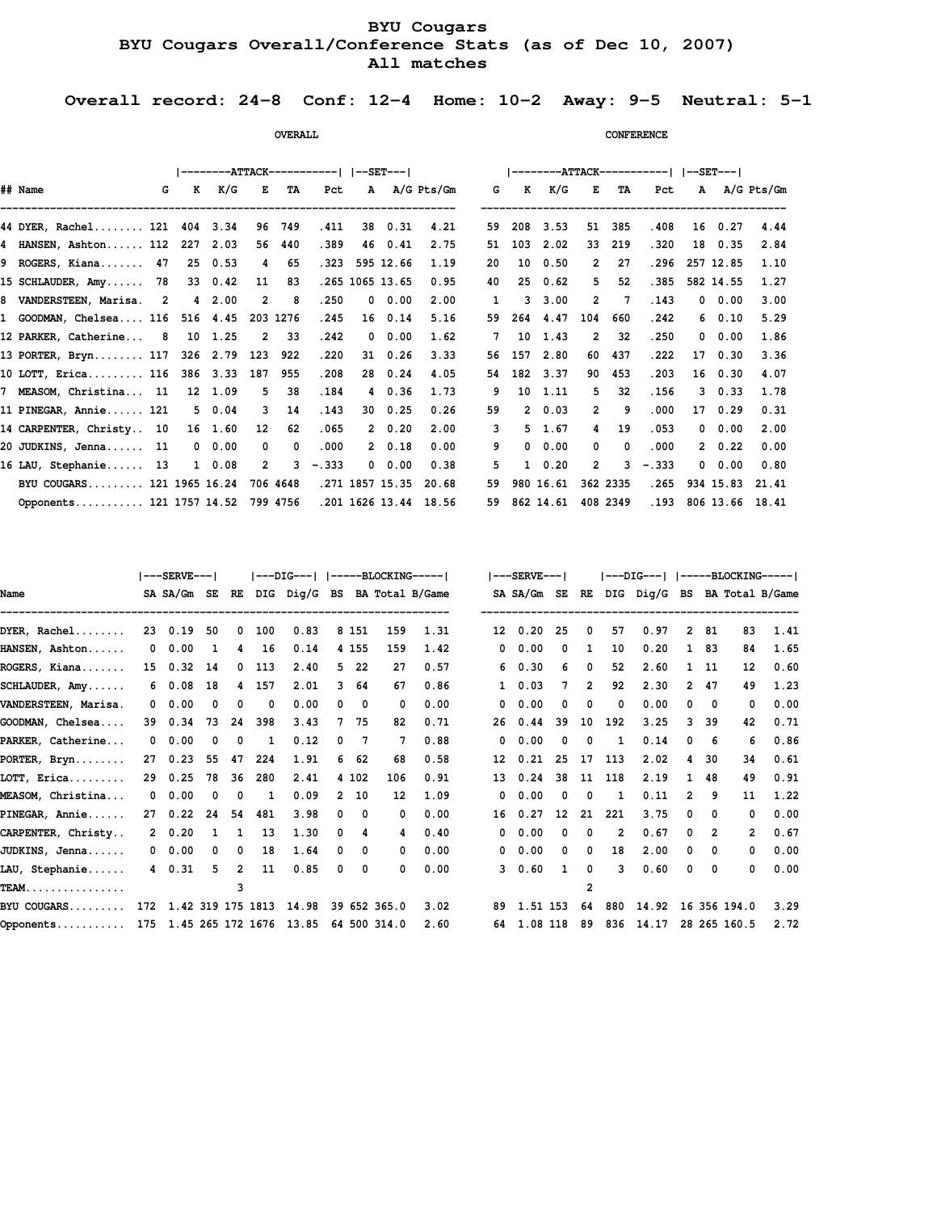# BYU Cougars

## BYU Cougars Overall/Conference Stats (as of Dec 10, 2007)

### All matches

**Overall record: 24-8 Conf: 12-4 Home: 10-2 Away: 9-5 Neutral: 5-1**

| | | OVERALL | | | | | | | | | | CONFERENCE | | | | | | | | |
|---|---|---|---|---|---|---|---|---|---|---|---|---|---|---|---|---|---|---|---|---|
| | | \|--------ATTACK----------\| | | | | | \|--SET---\| | | | | \|--------ATTACK----------\| | | | | | \|--SET---\| | | |
| ## Name | G | K | K/G | E | TA | Pct | A | A/G | Pts/Gm | G | K | K/G | E | TA | Pct | A | A/G | Pts/Gm |
| 44 DYER, Rachel | 121 | 404 | 3.34 | 96 | 749 | .411 | 38 | 0.31 | 4.21 | 59 | 208 | 3.53 | 51 | 385 | .408 | 16 | 0.27 | 4.44 |
| 4 HANSEN, Ashton | 112 | 227 | 2.03 | 56 | 440 | .389 | 46 | 0.41 | 2.75 | 51 | 103 | 2.02 | 33 | 219 | .320 | 18 | 0.35 | 2.84 |
| 9 ROGERS, Kiana | 47 | 25 | 0.53 | 4 | 65 | .323 | 595 | 12.66 | 1.19 | 20 | 10 | 0.50 | 2 | 27 | .296 | 257 | 12.85 | 1.10 |
| 15 SCHLAUDER, Amy | 78 | 33 | 0.42 | 11 | 83 | .265 | 1065 | 13.65 | 0.95 | 40 | 25 | 0.62 | 5 | 52 | .385 | 582 | 14.55 | 1.27 |
| 8 VANDERSTEEN, Marisa. | 2 | 4 | 2.00 | 2 | 8 | .250 | 0 | 0.00 | 2.00 | 1 | 3 | 3.00 | 2 | 7 | .143 | 0 | 0.00 | 3.00 |
| 1 GOODMAN, Chelsea | 116 | 516 | 4.45 | 203 | 1276 | .245 | 16 | 0.14 | 5.16 | 59 | 264 | 4.47 | 104 | 660 | .242 | 6 | 0.10 | 5.29 |
| 12 PARKER, Catherine | 8 | 10 | 1.25 | 2 | 33 | .242 | 0 | 0.00 | 1.62 | 7 | 10 | 1.43 | 2 | 32 | .250 | 0 | 0.00 | 1.86 |
| 13 PORTER, Bryn | 117 | 326 | 2.79 | 123 | 922 | .220 | 31 | 0.26 | 3.33 | 56 | 157 | 2.80 | 60 | 437 | .222 | 17 | 0.30 | 3.36 |
| 10 LOTT, Erica | 116 | 386 | 3.33 | 187 | 955 | .208 | 28 | 0.24 | 4.05 | 54 | 182 | 3.37 | 90 | 453 | .203 | 16 | 0.30 | 4.07 |
| 7 MEASOM, Christina | 11 | 12 | 1.09 | 5 | 38 | .184 | 4 | 0.36 | 1.73 | 9 | 10 | 1.11 | 5 | 32 | .156 | 3 | 0.33 | 1.78 |
| 11 PINEGAR, Annie | 121 | 5 | 0.04 | 3 | 14 | .143 | 30 | 0.25 | 0.26 | 59 | 2 | 0.03 | 2 | 9 | .000 | 17 | 0.29 | 0.31 |
| 14 CARPENTER, Christy | 10 | 16 | 1.60 | 12 | 62 | .065 | 2 | 0.20 | 2.00 | 3 | 5 | 1.67 | 4 | 19 | .053 | 0 | 0.00 | 2.00 |
| 20 JUDKINS, Jenna | 11 | 0 | 0.00 | 0 | 0 | .000 | 2 | 0.18 | 0.00 | 9 | 0 | 0.00 | 0 | 0 | .000 | 2 | 0.22 | 0.00 |
| 16 LAU, Stephanie | 13 | 1 | 0.08 | 2 | 3 | -.333 | 0 | 0.00 | 0.38 | 5 | 1 | 0.20 | 2 | 3 | -.333 | 0 | 0.00 | 0.80 |
| BYU COUGARS | 121 | 1965 | 16.24 | 706 | 4648 | .271 | 1857 | 15.35 | 20.68 | 59 | 980 | 16.61 | 362 | 2335 | .265 | 934 | 15.83 | 21.41 |
| Opponents | 121 | 1757 | 14.52 | 799 | 4756 | .201 | 1626 | 13.44 | 18.56 | 59 | 862 | 14.61 | 408 | 2349 | .193 | 806 | 13.66 | 18.41 |

| | \|---SERVE---\| | | | | \|---DIG---\| | | \|-----BLOCKING-----\| | | | | \|---SERVE---\| | | | | \|---DIG---\| | | \|-----BLOCKING-----\| | | | |
|---|---|---|---|---|---|---|---|---|---|---|---|---|---|---|---|---|---|---|---|---|---|
| Name | SA | SA/Gm | SE | RE | DIG | Dig/G | BS | BA | Total | B/Game | SA | SA/Gm | SE | RE | DIG | Dig/G | BS | BA | Total | B/Game |
| DYER, Rachel | 23 | 0.19 | 50 | 0 | 100 | 0.83 | 8 | 151 | 159 | 1.31 | 12 | 0.20 | 25 | 0 | 57 | 0.97 | 2 | 81 | 83 | 1.41 |
| HANSEN, Ashton | 0 | 0.00 | 1 | 4 | 16 | 0.14 | 4 | 155 | 159 | 1.42 | 0 | 0.00 | 0 | 1 | 10 | 0.20 | 1 | 83 | 84 | 1.65 |
| ROGERS, Kiana | 15 | 0.32 | 14 | 0 | 113 | 2.40 | 5 | 22 | 27 | 0.57 | 6 | 0.30 | 6 | 0 | 52 | 2.60 | 1 | 11 | 12 | 0.60 |
| SCHLAUDER, Amy | 6 | 0.08 | 18 | 4 | 157 | 2.01 | 3 | 64 | 67 | 0.86 | 1 | 0.03 | 7 | 2 | 92 | 2.30 | 2 | 47 | 49 | 1.23 |
| VANDERSTEEN, Marisa. | 0 | 0.00 | 0 | 0 | 0 | 0.00 | 0 | 0 | 0 | 0.00 | 0 | 0.00 | 0 | 0 | 0 | 0.00 | 0 | 0 | 0 | 0.00 |
| GOODMAN, Chelsea | 39 | 0.34 | 73 | 24 | 398 | 3.43 | 7 | 75 | 82 | 0.71 | 26 | 0.44 | 39 | 10 | 192 | 3.25 | 3 | 39 | 42 | 0.71 |
| PARKER, Catherine | 0 | 0.00 | 0 | 0 | 1 | 0.12 | 0 | 7 | 7 | 0.88 | 0 | 0.00 | 0 | 0 | 1 | 0.14 | 0 | 6 | 6 | 0.86 |
| PORTER, Bryn | 27 | 0.23 | 55 | 47 | 224 | 1.91 | 6 | 62 | 68 | 0.58 | 12 | 0.21 | 25 | 17 | 113 | 2.02 | 4 | 30 | 34 | 0.61 |
| LOTT, Erica | 29 | 0.25 | 78 | 36 | 280 | 2.41 | 4 | 102 | 106 | 0.91 | 13 | 0.24 | 38 | 11 | 118 | 2.19 | 1 | 48 | 49 | 0.91 |
| MEASOM, Christina | 0 | 0.00 | 0 | 0 | 1 | 0.09 | 2 | 10 | 12 | 1.09 | 0 | 0.00 | 0 | 0 | 1 | 0.11 | 2 | 9 | 11 | 1.22 |
| PINEGAR, Annie | 27 | 0.22 | 24 | 54 | 481 | 3.98 | 0 | 0 | 0 | 0.00 | 16 | 0.27 | 12 | 21 | 221 | 3.75 | 0 | 0 | 0 | 0.00 |
| CARPENTER, Christy | 2 | 0.20 | 1 | 1 | 13 | 1.30 | 0 | 4 | 4 | 0.40 | 0 | 0.00 | 0 | 0 | 2 | 0.67 | 0 | 2 | 2 | 0.67 |
| JUDKINS, Jenna | 0 | 0.00 | 0 | 0 | 18 | 1.64 | 0 | 0 | 0 | 0.00 | 0 | 0.00 | 0 | 0 | 18 | 2.00 | 0 | 0 | 0 | 0.00 |
| LAU, Stephanie | 4 | 0.31 | 5 | 2 | 11 | 0.85 | 0 | 0 | 0 | 0.00 | 3 | 0.60 | 1 | 0 | 3 | 0.60 | 0 | 0 | 0 | 0.00 |
| TEAM | | | | 3 | | | | | | | | | | 2 | | | | | | |
| BYU COUGARS | 172 | 1.42 | 319 | 175 | 1813 | 14.98 | 39 | 652 | 365.0 | 3.02 | 89 | 1.51 | 153 | 64 | 880 | 14.92 | 16 | 356 | 194.0 | 3.29 |
| Opponents | 175 | 1.45 | 265 | 172 | 1676 | 13.85 | 64 | 500 | 314.0 | 2.60 | 64 | 1.08 | 118 | 89 | 836 | 14.17 | 28 | 265 | 160.5 | 2.72 |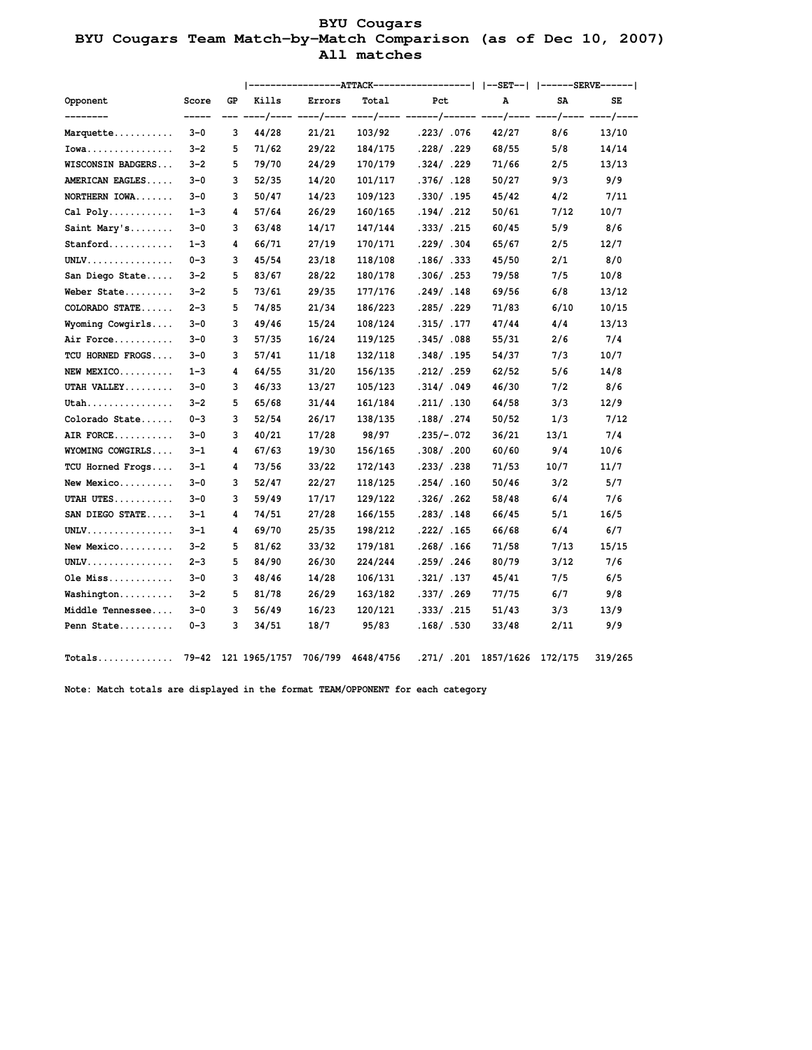# BYU Cougars

## BYU Cougars Team Match-by-Match Comparison (as of Dec 10, 2007)

### All matches

| Opponent | Score | GP | ATTACK Kills | Errors | Total | Pct | SET A | SERVE SA | SE |
|---|---|---|---|---|---|---|---|---|---|
| Marquette | 3-0 | 3 | 44/28 | 21/21 | 103/92 | .223/ .076 | 42/27 | 8/6 | 13/10 |
| Iowa | 3-2 | 5 | 71/62 | 29/22 | 184/175 | .228/ .229 | 68/55 | 5/8 | 14/14 |
| WISCONSIN BADGERS | 3-2 | 5 | 79/70 | 24/29 | 170/179 | .324/ .229 | 71/66 | 2/5 | 13/13 |
| AMERICAN EAGLES | 3-0 | 3 | 52/35 | 14/20 | 101/117 | .376/ .128 | 50/27 | 9/3 | 9/9 |
| NORTHERN IOWA | 3-0 | 3 | 50/47 | 14/23 | 109/123 | .330/ .195 | 45/42 | 4/2 | 7/11 |
| Cal Poly | 1-3 | 4 | 57/64 | 26/29 | 160/165 | .194/ .212 | 50/61 | 7/12 | 10/7 |
| Saint Mary's | 3-0 | 3 | 63/48 | 14/17 | 147/144 | .333/ .215 | 60/45 | 5/9 | 8/6 |
| Stanford | 1-3 | 4 | 66/71 | 27/19 | 170/171 | .229/ .304 | 65/67 | 2/5 | 12/7 |
| UNLV | 0-3 | 3 | 45/54 | 23/18 | 118/108 | .186/ .333 | 45/50 | 2/1 | 8/0 |
| San Diego State | 3-2 | 5 | 83/67 | 28/22 | 180/178 | .306/ .253 | 79/58 | 7/5 | 10/8 |
| Weber State | 3-2 | 5 | 73/61 | 29/35 | 177/176 | .249/ .148 | 69/56 | 6/8 | 13/12 |
| COLORADO STATE | 2-3 | 5 | 74/85 | 21/34 | 186/223 | .285/ .229 | 71/83 | 6/10 | 10/15 |
| Wyoming Cowgirls | 3-0 | 3 | 49/46 | 15/24 | 108/124 | .315/ .177 | 47/44 | 4/4 | 13/13 |
| Air Force | 3-0 | 3 | 57/35 | 16/24 | 119/125 | .345/ .088 | 55/31 | 2/6 | 7/4 |
| TCU HORNED FROGS | 3-0 | 3 | 57/41 | 11/18 | 132/118 | .348/ .195 | 54/37 | 7/3 | 10/7 |
| NEW MEXICO | 1-3 | 4 | 64/55 | 31/20 | 156/135 | .212/ .259 | 62/52 | 5/6 | 14/8 |
| UTAH VALLEY | 3-0 | 3 | 46/33 | 13/27 | 105/123 | .314/ .049 | 46/30 | 7/2 | 8/6 |
| Utah | 3-2 | 5 | 65/68 | 31/44 | 161/184 | .211/ .130 | 64/58 | 3/3 | 12/9 |
| Colorado State | 0-3 | 3 | 52/54 | 26/17 | 138/135 | .188/ .274 | 50/52 | 1/3 | 7/12 |
| AIR FORCE | 3-0 | 3 | 40/21 | 17/28 | 98/97 | .235/-.072 | 36/21 | 13/1 | 7/4 |
| WYOMING COWGIRLS | 3-1 | 4 | 67/63 | 19/30 | 156/165 | .308/ .200 | 60/60 | 9/4 | 10/6 |
| TCU Horned Frogs | 3-1 | 4 | 73/56 | 33/22 | 172/143 | .233/ .238 | 71/53 | 10/7 | 11/7 |
| New Mexico | 3-0 | 3 | 52/47 | 22/27 | 118/125 | .254/ .160 | 50/46 | 3/2 | 5/7 |
| UTAH UTES | 3-0 | 3 | 59/49 | 17/17 | 129/122 | .326/ .262 | 58/48 | 6/4 | 7/6 |
| SAN DIEGO STATE | 3-1 | 4 | 74/51 | 27/28 | 166/155 | .283/ .148 | 66/45 | 5/1 | 16/5 |
| UNLV | 3-1 | 4 | 69/70 | 25/35 | 198/212 | .222/ .165 | 66/68 | 6/4 | 6/7 |
| New Mexico | 3-2 | 5 | 81/62 | 33/32 | 179/181 | .268/ .166 | 71/58 | 7/13 | 15/15 |
| UNLV | 2-3 | 5 | 84/90 | 26/30 | 224/244 | .259/ .246 | 80/79 | 3/12 | 7/6 |
| Ole Miss | 3-0 | 3 | 48/46 | 14/28 | 106/131 | .321/ .137 | 45/41 | 7/5 | 6/5 |
| Washington | 3-2 | 5 | 81/78 | 26/29 | 163/182 | .337/ .269 | 77/75 | 6/7 | 9/8 |
| Middle Tennessee | 3-0 | 3 | 56/49 | 16/23 | 120/121 | .333/ .215 | 51/43 | 3/3 | 13/9 |
| Penn State | 0-3 | 3 | 34/51 | 18/7 | 95/83 | .168/ .530 | 33/48 | 2/11 | 9/9 |
| Totals | 79-42 | 121 | 1965/1757 | 706/799 | 4648/4756 | .271/ .201 | 1857/1626 | 172/175 | 319/265 |

Note: Match totals are displayed in the format TEAM/OPPONENT for each category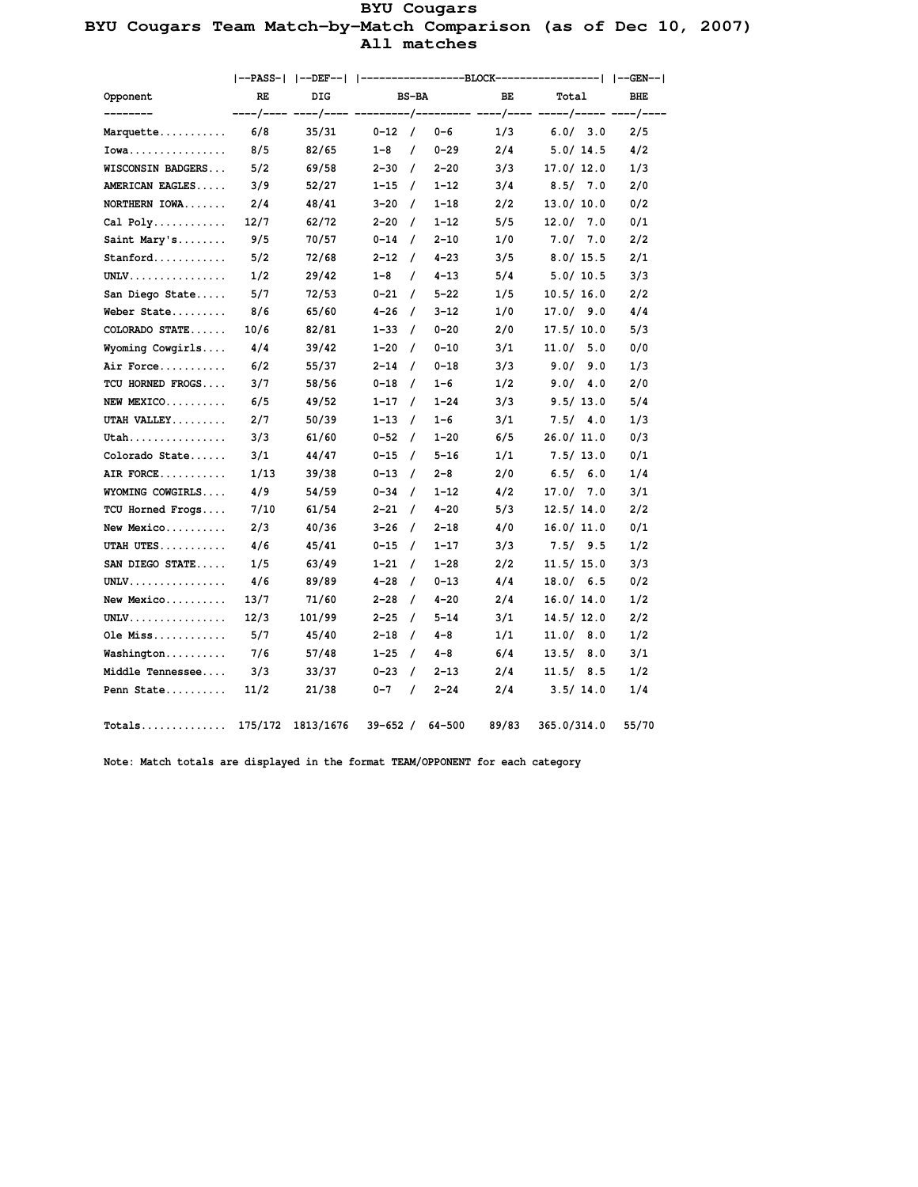# BYU Cougars

## BYU Cougars Team Match-by-Match Comparison (as of Dec 10, 2007)

### All matches

| | \|--PASS-\| | \|--DEF--\| | \|-----------------BLOCK----------------- | | | | \|--GEN--\| |
|---|---|---|---|---|---|---|---|
| Opponent | RE | DIG | BS-BA | | BE | Total | BHE |
| Marquette........... | 6/8 | 35/31 | 0-12 / | 0-6 | 1/3 | 6.0/ 3.0 | 2/5 |
| Iowa................ | 8/5 | 82/65 | 1-8 / | 0-29 | 2/4 | 5.0/ 14.5 | 4/2 |
| WISCONSIN BADGERS... | 5/2 | 69/58 | 2-30 / | 2-20 | 3/3 | 17.0/ 12.0 | 1/3 |
| AMERICAN EAGLES..... | 3/9 | 52/27 | 1-15 / | 1-12 | 3/4 | 8.5/ 7.0 | 2/0 |
| NORTHERN IOWA....... | 2/4 | 48/41 | 3-20 / | 1-18 | 2/2 | 13.0/ 10.0 | 0/2 |
| Cal Poly............ | 12/7 | 62/72 | 2-20 / | 1-12 | 5/5 | 12.0/ 7.0 | 0/1 |
| Saint Mary's........ | 9/5 | 70/57 | 0-14 / | 2-10 | 1/0 | 7.0/ 7.0 | 2/2 |
| Stanford............ | 5/2 | 72/68 | 2-12 / | 4-23 | 3/5 | 8.0/ 15.5 | 2/1 |
| UNLV................ | 1/2 | 29/42 | 1-8 / | 4-13 | 5/4 | 5.0/ 10.5 | 3/3 |
| San Diego State..... | 5/7 | 72/53 | 0-21 / | 5-22 | 1/5 | 10.5/ 16.0 | 2/2 |
| Weber State......... | 8/6 | 65/60 | 4-26 / | 3-12 | 1/0 | 17.0/ 9.0 | 4/4 |
| COLORADO STATE...... | 10/6 | 82/81 | 1-33 / | 0-20 | 2/0 | 17.5/ 10.0 | 5/3 |
| Wyoming Cowgirls.... | 4/4 | 39/42 | 1-20 / | 0-10 | 3/1 | 11.0/ 5.0 | 0/0 |
| Air Force........... | 6/2 | 55/37 | 2-14 / | 0-18 | 3/3 | 9.0/ 9.0 | 1/3 |
| TCU HORNED FROGS.... | 3/7 | 58/56 | 0-18 / | 1-6 | 1/2 | 9.0/ 4.0 | 2/0 |
| NEW MEXICO.......... | 6/5 | 49/52 | 1-17 / | 1-24 | 3/3 | 9.5/ 13.0 | 5/4 |
| UTAH VALLEY......... | 2/7 | 50/39 | 1-13 / | 1-6 | 3/1 | 7.5/ 4.0 | 1/3 |
| Utah................ | 3/3 | 61/60 | 0-52 / | 1-20 | 6/5 | 26.0/ 11.0 | 0/3 |
| Colorado State...... | 3/1 | 44/47 | 0-15 / | 5-16 | 1/1 | 7.5/ 13.0 | 0/1 |
| AIR FORCE........... | 1/13 | 39/38 | 0-13 / | 2-8 | 2/0 | 6.5/ 6.0 | 1/4 |
| WYOMING COWGIRLS.... | 4/9 | 54/59 | 0-34 / | 1-12 | 4/2 | 17.0/ 7.0 | 3/1 |
| TCU Horned Frogs.... | 7/10 | 61/54 | 2-21 / | 4-20 | 5/3 | 12.5/ 14.0 | 2/2 |
| New Mexico.......... | 2/3 | 40/36 | 3-26 / | 2-18 | 4/0 | 16.0/ 11.0 | 0/1 |
| UTAH UTES........... | 4/6 | 45/41 | 0-15 / | 1-17 | 3/3 | 7.5/ 9.5 | 1/2 |
| SAN DIEGO STATE..... | 1/5 | 63/49 | 1-21 / | 1-28 | 2/2 | 11.5/ 15.0 | 3/3 |
| UNLV................ | 4/6 | 89/89 | 4-28 / | 0-13 | 4/4 | 18.0/ 6.5 | 0/2 |
| New Mexico.......... | 13/7 | 71/60 | 2-28 / | 4-20 | 2/4 | 16.0/ 14.0 | 1/2 |
| UNLV................ | 12/3 | 101/99 | 2-25 / | 5-14 | 3/1 | 14.5/ 12.0 | 2/2 |
| Ole Miss............ | 5/7 | 45/40 | 2-18 / | 4-8 | 1/1 | 11.0/ 8.0 | 1/2 |
| Washington.......... | 7/6 | 57/48 | 1-25 / | 4-8 | 6/4 | 13.5/ 8.0 | 3/1 |
| Middle Tennessee.... | 3/3 | 33/37 | 0-23 / | 2-13 | 2/4 | 11.5/ 8.5 | 1/2 |
| Penn State.......... | 11/2 | 21/38 | 0-7 / | 2-24 | 2/4 | 3.5/ 14.0 | 1/4 |
| Totals.............. | 175/172 | 1813/1676 | 39-652 / | 64-500 | 89/83 | 365.0/314.0 | 55/70 |

Note: Match totals are displayed in the format TEAM/OPPONENT for each category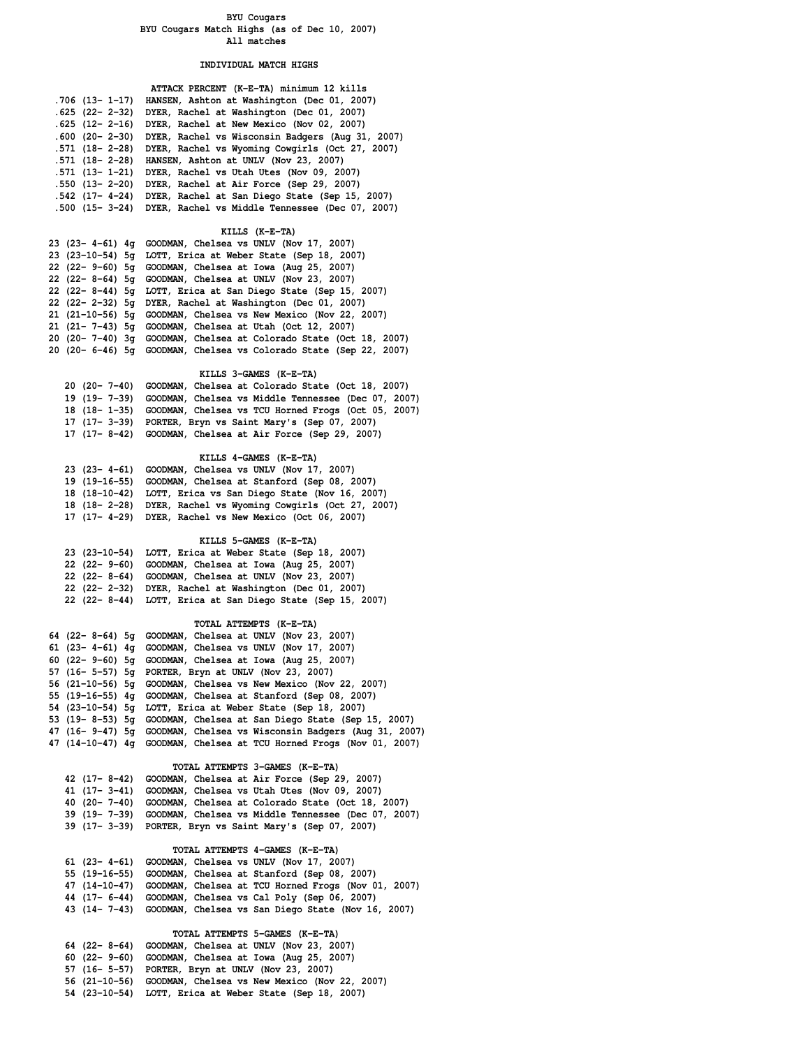# BYU Cougars

## BYU Cougars Match Highs (as of Dec 10, 2007)

All matches

### INDIVIDUAL MATCH HIGHS

#### ATTACK PERCENT (K-E-TA) minimum 12 kills

```
 .706 (13- 1-17)  HANSEN, Ashton at Washington (Dec 01, 2007)
 .625 (22- 2-32)  DYER, Rachel at Washington (Dec 01, 2007)
 .625 (12- 2-16)  DYER, Rachel at New Mexico (Nov 02, 2007)
 .600 (20- 2-30)  DYER, Rachel vs Wisconsin Badgers (Aug 31, 2007)
 .571 (18- 2-28)  DYER, Rachel vs Wyoming Cowgirls (Oct 27, 2007)
 .571 (18- 2-28)  HANSEN, Ashton at UNLV (Nov 23, 2007)
 .571 (13- 1-21)  DYER, Rachel vs Utah Utes (Nov 09, 2007)
 .550 (13- 2-20)  DYER, Rachel at Air Force (Sep 29, 2007)
 .542 (17- 4-24)  DYER, Rachel at San Diego State (Sep 15, 2007)
 .500 (15- 3-24)  DYER, Rachel vs Middle Tennessee (Dec 07, 2007)
```

#### KILLS (K-E-TA)

```
23 (23- 4-61) 4g  GOODMAN, Chelsea vs UNLV (Nov 17, 2007)
23 (23-10-54) 5g  LOTT, Erica at Weber State (Sep 18, 2007)
22 (22- 9-60) 5g  GOODMAN, Chelsea at Iowa (Aug 25, 2007)
22 (22- 8-64) 5g  GOODMAN, Chelsea at UNLV (Nov 23, 2007)
22 (22- 8-44) 5g  LOTT, Erica at San Diego State (Sep 15, 2007)
22 (22- 2-32) 5g  DYER, Rachel at Washington (Dec 01, 2007)
21 (21-10-56) 5g  GOODMAN, Chelsea vs New Mexico (Nov 22, 2007)
21 (21- 7-43) 5g  GOODMAN, Chelsea at Utah (Oct 12, 2007)
20 (20- 7-40) 3g  GOODMAN, Chelsea at Colorado State (Oct 18, 2007)
20 (20- 6-46) 5g  GOODMAN, Chelsea vs Colorado State (Sep 22, 2007)
```

#### KILLS 3-GAMES (K-E-TA)

```
   20 (20- 7-40)  GOODMAN, Chelsea at Colorado State (Oct 18, 2007)
   19 (19- 7-39)  GOODMAN, Chelsea vs Middle Tennessee (Dec 07, 2007)
   18 (18- 1-35)  GOODMAN, Chelsea vs TCU Horned Frogs (Oct 05, 2007)
   17 (17- 3-39)  PORTER, Bryn vs Saint Mary's (Sep 07, 2007)
   17 (17- 8-42)  GOODMAN, Chelsea at Air Force (Sep 29, 2007)
```

#### KILLS 4-GAMES (K-E-TA)

```
   23 (23- 4-61)  GOODMAN, Chelsea vs UNLV (Nov 17, 2007)
   19 (19-16-55)  GOODMAN, Chelsea at Stanford (Sep 08, 2007)
   18 (18-10-42)  LOTT, Erica vs San Diego State (Nov 16, 2007)
   18 (18- 2-28)  DYER, Rachel vs Wyoming Cowgirls (Oct 27, 2007)
   17 (17- 4-29)  DYER, Rachel vs New Mexico (Oct 06, 2007)
```

#### KILLS 5-GAMES (K-E-TA)

```
   23 (23-10-54)  LOTT, Erica at Weber State (Sep 18, 2007)
   22 (22- 9-60)  GOODMAN, Chelsea at Iowa (Aug 25, 2007)
   22 (22- 8-64)  GOODMAN, Chelsea at UNLV (Nov 23, 2007)
   22 (22- 2-32)  DYER, Rachel at Washington (Dec 01, 2007)
   22 (22- 8-44)  LOTT, Erica at San Diego State (Sep 15, 2007)
```

#### TOTAL ATTEMPTS (K-E-TA)

```
64 (22- 8-64) 5g  GOODMAN, Chelsea at UNLV (Nov 23, 2007)
61 (23- 4-61) 4g  GOODMAN, Chelsea vs UNLV (Nov 17, 2007)
60 (22- 9-60) 5g  GOODMAN, Chelsea at Iowa (Aug 25, 2007)
57 (16- 5-57) 5g  PORTER, Bryn at UNLV (Nov 23, 2007)
56 (21-10-56) 5g  GOODMAN, Chelsea vs New Mexico (Nov 22, 2007)
55 (19-16-55) 4g  GOODMAN, Chelsea at Stanford (Sep 08, 2007)
54 (23-10-54) 5g  LOTT, Erica at Weber State (Sep 18, 2007)
53 (19- 8-53) 5g  GOODMAN, Chelsea at San Diego State (Sep 15, 2007)
47 (16- 9-47) 5g  GOODMAN, Chelsea vs Wisconsin Badgers (Aug 31, 2007)
47 (14-10-47) 4g  GOODMAN, Chelsea at TCU Horned Frogs (Nov 01, 2007)
```

#### TOTAL ATTEMPTS 3-GAMES (K-E-TA)

```
   42 (17- 8-42)  GOODMAN, Chelsea at Air Force (Sep 29, 2007)
   41 (17- 3-41)  GOODMAN, Chelsea vs Utah Utes (Nov 09, 2007)
   40 (20- 7-40)  GOODMAN, Chelsea at Colorado State (Oct 18, 2007)
   39 (19- 7-39)  GOODMAN, Chelsea vs Middle Tennessee (Dec 07, 2007)
   39 (17- 3-39)  PORTER, Bryn vs Saint Mary's (Sep 07, 2007)
```

#### TOTAL ATTEMPTS 4-GAMES (K-E-TA)

```
   61 (23- 4-61)  GOODMAN, Chelsea vs UNLV (Nov 17, 2007)
   55 (19-16-55)  GOODMAN, Chelsea at Stanford (Sep 08, 2007)
   47 (14-10-47)  GOODMAN, Chelsea at TCU Horned Frogs (Nov 01, 2007)
   44 (17- 6-44)  GOODMAN, Chelsea vs Cal Poly (Sep 06, 2007)
   43 (14- 7-43)  GOODMAN, Chelsea vs San Diego State (Nov 16, 2007)
```

#### TOTAL ATTEMPTS 5-GAMES (K-E-TA)

```
   64 (22- 8-64)  GOODMAN, Chelsea at UNLV (Nov 23, 2007)
   60 (22- 9-60)  GOODMAN, Chelsea at Iowa (Aug 25, 2007)
   57 (16- 5-57)  PORTER, Bryn at UNLV (Nov 23, 2007)
   56 (21-10-56)  GOODMAN, Chelsea vs New Mexico (Nov 22, 2007)
   54 (23-10-54)  LOTT, Erica at Weber State (Sep 18, 2007)
```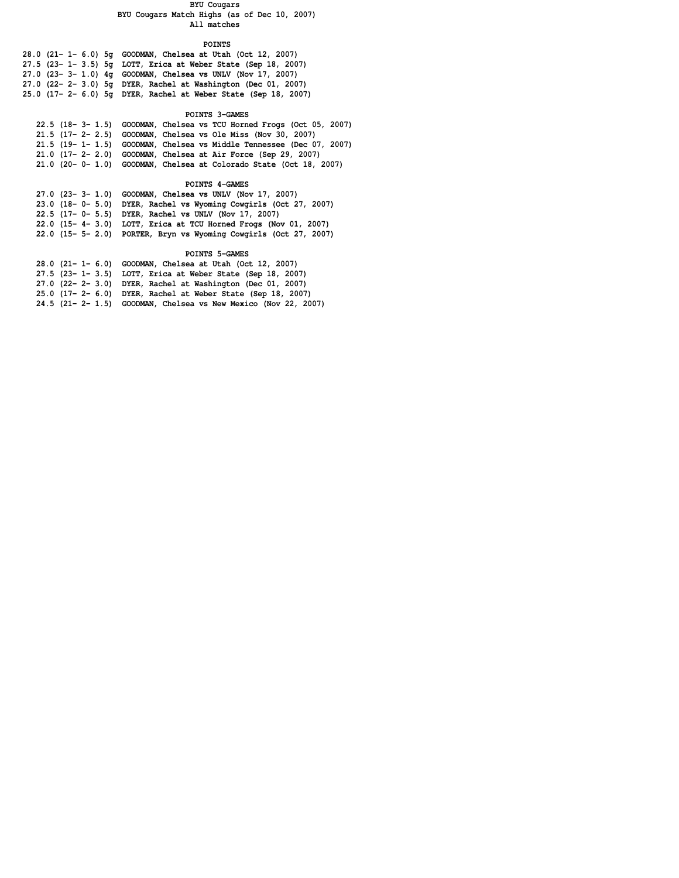**BYU Cougars**
**BYU Cougars Match Highs (as of Dec 10, 2007)**
**All matches**

### POINTS

```
28.0 (21- 1- 6.0) 5g  GOODMAN, Chelsea at Utah (Oct 12, 2007)
27.5 (23- 1- 3.5) 5g  LOTT, Erica at Weber State (Sep 18, 2007)
27.0 (23- 3- 1.0) 4g  GOODMAN, Chelsea vs UNLV (Nov 17, 2007)
27.0 (22- 2- 3.0) 5g  DYER, Rachel at Washington (Dec 01, 2007)
25.0 (17- 2- 6.0) 5g  DYER, Rachel at Weber State (Sep 18, 2007)
```

### POINTS 3-GAMES

```
22.5 (18- 3- 1.5)  GOODMAN, Chelsea vs TCU Horned Frogs (Oct 05, 2007)
21.5 (17- 2- 2.5)  GOODMAN, Chelsea vs Ole Miss (Nov 30, 2007)
21.5 (19- 1- 1.5)  GOODMAN, Chelsea vs Middle Tennessee (Dec 07, 2007)
21.0 (17- 2- 2.0)  GOODMAN, Chelsea at Air Force (Sep 29, 2007)
21.0 (20- 0- 1.0)  GOODMAN, Chelsea at Colorado State (Oct 18, 2007)
```

### POINTS 4-GAMES

```
27.0 (23- 3- 1.0)  GOODMAN, Chelsea vs UNLV (Nov 17, 2007)
23.0 (18- 0- 5.0)  DYER, Rachel vs Wyoming Cowgirls (Oct 27, 2007)
22.5 (17- 0- 5.5)  DYER, Rachel vs UNLV (Nov 17, 2007)
22.0 (15- 4- 3.0)  LOTT, Erica at TCU Horned Frogs (Nov 01, 2007)
22.0 (15- 5- 2.0)  PORTER, Bryn vs Wyoming Cowgirls (Oct 27, 2007)
```

### POINTS 5-GAMES

```
28.0 (21- 1- 6.0)  GOODMAN, Chelsea at Utah (Oct 12, 2007)
27.5 (23- 1- 3.5)  LOTT, Erica at Weber State (Sep 18, 2007)
27.0 (22- 2- 3.0)  DYER, Rachel at Washington (Dec 01, 2007)
25.0 (17- 2- 6.0)  DYER, Rachel at Weber State (Sep 18, 2007)
24.5 (21- 2- 1.5)  GOODMAN, Chelsea vs New Mexico (Nov 22, 2007)
```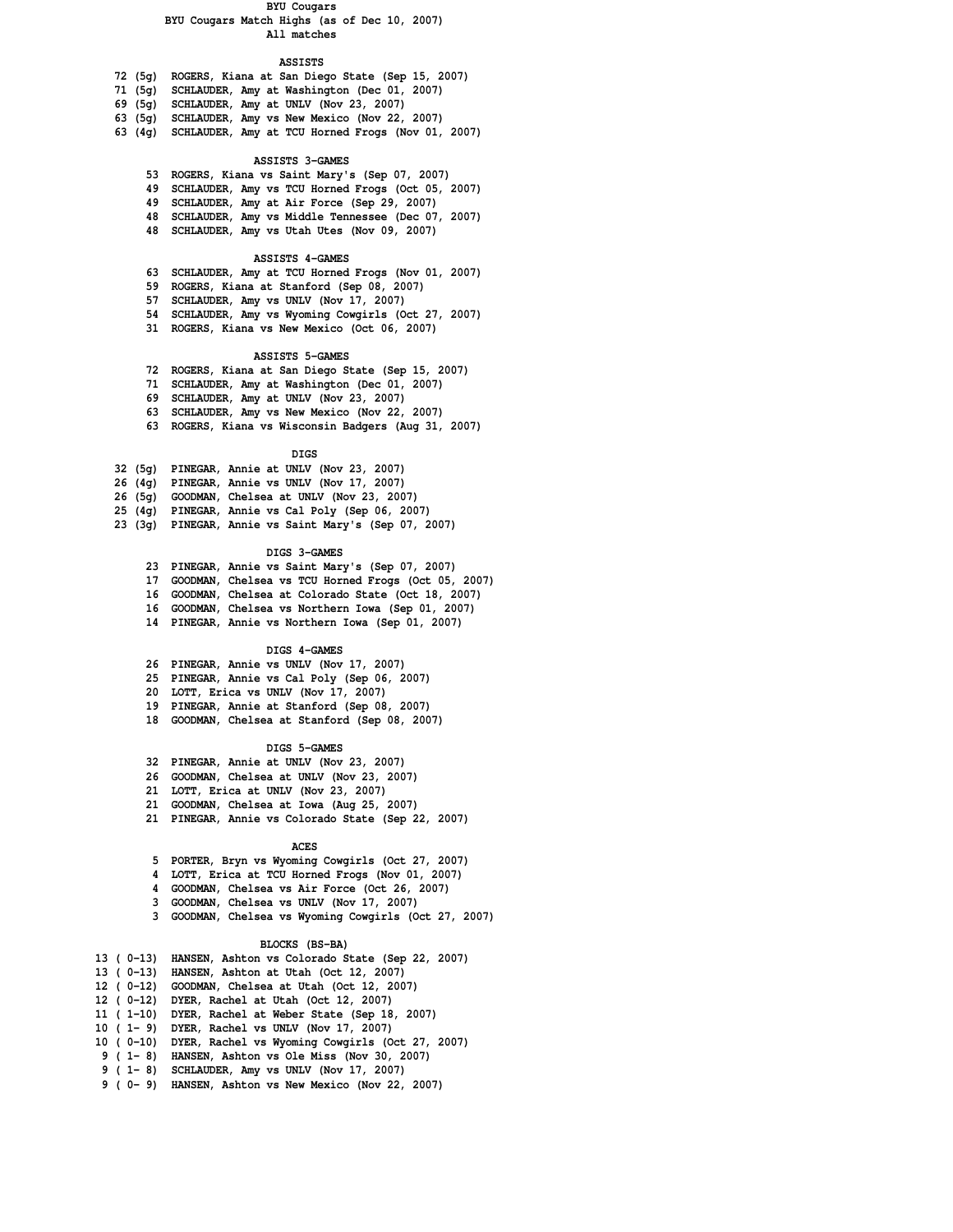# BYU Cougars

## BYU Cougars Match Highs (as of Dec 10, 2007)

All matches

### ASSISTS

```
72 (5g)  ROGERS, Kiana at San Diego State (Sep 15, 2007)
71 (5g)  SCHLAUDER, Amy at Washington (Dec 01, 2007)
69 (5g)  SCHLAUDER, Amy at UNLV (Nov 23, 2007)
63 (5g)  SCHLAUDER, Amy vs New Mexico (Nov 22, 2007)
63 (4g)  SCHLAUDER, Amy at TCU Horned Frogs (Nov 01, 2007)
```

### ASSISTS 3-GAMES

```
53  ROGERS, Kiana vs Saint Mary's (Sep 07, 2007)
49  SCHLAUDER, Amy vs TCU Horned Frogs (Oct 05, 2007)
49  SCHLAUDER, Amy at Air Force (Sep 29, 2007)
48  SCHLAUDER, Amy vs Middle Tennessee (Dec 07, 2007)
48  SCHLAUDER, Amy vs Utah Utes (Nov 09, 2007)
```

### ASSISTS 4-GAMES

```
63  SCHLAUDER, Amy at TCU Horned Frogs (Nov 01, 2007)
59  ROGERS, Kiana at Stanford (Sep 08, 2007)
57  SCHLAUDER, Amy vs UNLV (Nov 17, 2007)
54  SCHLAUDER, Amy vs Wyoming Cowgirls (Oct 27, 2007)
31  ROGERS, Kiana vs New Mexico (Oct 06, 2007)
```

### ASSISTS 5-GAMES

```
72  ROGERS, Kiana at San Diego State (Sep 15, 2007)
71  SCHLAUDER, Amy at Washington (Dec 01, 2007)
69  SCHLAUDER, Amy at UNLV (Nov 23, 2007)
63  SCHLAUDER, Amy vs New Mexico (Nov 22, 2007)
63  ROGERS, Kiana vs Wisconsin Badgers (Aug 31, 2007)
```

### DIGS

```
32 (5g)  PINEGAR, Annie at UNLV (Nov 23, 2007)
26 (4g)  PINEGAR, Annie vs UNLV (Nov 17, 2007)
26 (5g)  GOODMAN, Chelsea at UNLV (Nov 23, 2007)
25 (4g)  PINEGAR, Annie vs Cal Poly (Sep 06, 2007)
23 (3g)  PINEGAR, Annie vs Saint Mary's (Sep 07, 2007)
```

### DIGS 3-GAMES

```
23  PINEGAR, Annie vs Saint Mary's (Sep 07, 2007)
17  GOODMAN, Chelsea vs TCU Horned Frogs (Oct 05, 2007)
16  GOODMAN, Chelsea at Colorado State (Oct 18, 2007)
16  GOODMAN, Chelsea vs Northern Iowa (Sep 01, 2007)
14  PINEGAR, Annie vs Northern Iowa (Sep 01, 2007)
```

### DIGS 4-GAMES

```
26  PINEGAR, Annie vs UNLV (Nov 17, 2007)
25  PINEGAR, Annie vs Cal Poly (Sep 06, 2007)
20  LOTT, Erica vs UNLV (Nov 17, 2007)
19  PINEGAR, Annie at Stanford (Sep 08, 2007)
18  GOODMAN, Chelsea at Stanford (Sep 08, 2007)
```

### DIGS 5-GAMES

```
32  PINEGAR, Annie at UNLV (Nov 23, 2007)
26  GOODMAN, Chelsea at UNLV (Nov 23, 2007)
21  LOTT, Erica at UNLV (Nov 23, 2007)
21  GOODMAN, Chelsea at Iowa (Aug 25, 2007)
21  PINEGAR, Annie vs Colorado State (Sep 22, 2007)
```

### ACES

```
5  PORTER, Bryn vs Wyoming Cowgirls (Oct 27, 2007)
4  LOTT, Erica at TCU Horned Frogs (Nov 01, 2007)
4  GOODMAN, Chelsea vs Air Force (Oct 26, 2007)
3  GOODMAN, Chelsea vs UNLV (Nov 17, 2007)
3  GOODMAN, Chelsea vs Wyoming Cowgirls (Oct 27, 2007)
```

### BLOCKS (BS-BA)

```
13 ( 0-13)  HANSEN, Ashton vs Colorado State (Sep 22, 2007)
13 ( 0-13)  HANSEN, Ashton at Utah (Oct 12, 2007)
12 ( 0-12)  GOODMAN, Chelsea at Utah (Oct 12, 2007)
12 ( 0-12)  DYER, Rachel at Utah (Oct 12, 2007)
11 ( 1-10)  DYER, Rachel at Weber State (Sep 18, 2007)
10 ( 1- 9)  DYER, Rachel vs UNLV (Nov 17, 2007)
10 ( 0-10)  DYER, Rachel vs Wyoming Cowgirls (Oct 27, 2007)
 9 ( 1- 8)  HANSEN, Ashton vs Ole Miss (Nov 30, 2007)
 9 ( 1- 8)  SCHLAUDER, Amy vs UNLV (Nov 17, 2007)
 9 ( 0- 9)  HANSEN, Ashton vs New Mexico (Nov 22, 2007)
```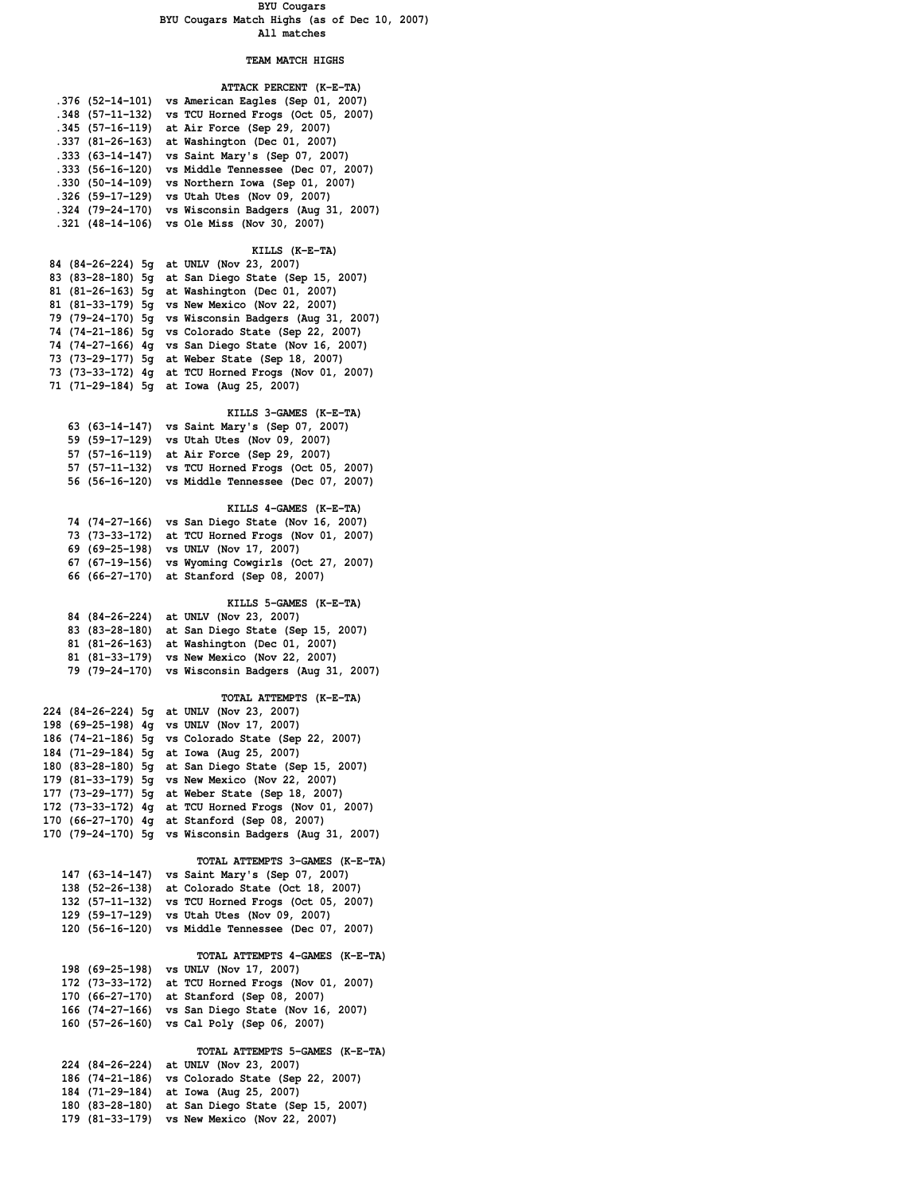# BYU Cougars

## BYU Cougars Match Highs (as of Dec 10, 2007)

All matches

### TEAM MATCH HIGHS

#### ATTACK PERCENT (K-E-TA)

| Value | K-E-TA | Opponent |
|---|---|---|
| .376 | (52-14-101) | vs American Eagles (Sep 01, 2007) |
| .348 | (57-11-132) | vs TCU Horned Frogs (Oct 05, 2007) |
| .345 | (57-16-119) | at Air Force (Sep 29, 2007) |
| .337 | (81-26-163) | at Washington (Dec 01, 2007) |
| .333 | (63-14-147) | vs Saint Mary's (Sep 07, 2007) |
| .333 | (56-16-120) | vs Middle Tennessee (Dec 07, 2007) |
| .330 | (50-14-109) | vs Northern Iowa (Sep 01, 2007) |
| .326 | (59-17-129) | vs Utah Utes (Nov 09, 2007) |
| .324 | (79-24-170) | vs Wisconsin Badgers (Aug 31, 2007) |
| .321 | (48-14-106) | vs Ole Miss (Nov 30, 2007) |

#### KILLS (K-E-TA)

| Value | K-E-TA | Games | Opponent |
|---|---|---|---|
| 84 | (84-26-224) | 5g | at UNLV (Nov 23, 2007) |
| 83 | (83-28-180) | 5g | at San Diego State (Sep 15, 2007) |
| 81 | (81-26-163) | 5g | at Washington (Dec 01, 2007) |
| 81 | (81-33-179) | 5g | vs New Mexico (Nov 22, 2007) |
| 79 | (79-24-170) | 5g | vs Wisconsin Badgers (Aug 31, 2007) |
| 74 | (74-21-186) | 5g | vs Colorado State (Sep 22, 2007) |
| 74 | (74-27-166) | 4g | vs San Diego State (Nov 16, 2007) |
| 73 | (73-29-177) | 5g | at Weber State (Sep 18, 2007) |
| 73 | (73-33-172) | 4g | at TCU Horned Frogs (Nov 01, 2007) |
| 71 | (71-29-184) | 5g | at Iowa (Aug 25, 2007) |

#### KILLS 3-GAMES (K-E-TA)

| Value | K-E-TA | Opponent |
|---|---|---|
| 63 | (63-14-147) | vs Saint Mary's (Sep 07, 2007) |
| 59 | (59-17-129) | vs Utah Utes (Nov 09, 2007) |
| 57 | (57-16-119) | at Air Force (Sep 29, 2007) |
| 57 | (57-11-132) | vs TCU Horned Frogs (Oct 05, 2007) |
| 56 | (56-16-120) | vs Middle Tennessee (Dec 07, 2007) |

#### KILLS 4-GAMES (K-E-TA)

| Value | K-E-TA | Opponent |
|---|---|---|
| 74 | (74-27-166) | vs San Diego State (Nov 16, 2007) |
| 73 | (73-33-172) | at TCU Horned Frogs (Nov 01, 2007) |
| 69 | (69-25-198) | vs UNLV (Nov 17, 2007) |
| 67 | (67-19-156) | vs Wyoming Cowgirls (Oct 27, 2007) |
| 66 | (66-27-170) | at Stanford (Sep 08, 2007) |

#### KILLS 5-GAMES (K-E-TA)

| Value | K-E-TA | Opponent |
|---|---|---|
| 84 | (84-26-224) | at UNLV (Nov 23, 2007) |
| 83 | (83-28-180) | at San Diego State (Sep 15, 2007) |
| 81 | (81-26-163) | at Washington (Dec 01, 2007) |
| 81 | (81-33-179) | vs New Mexico (Nov 22, 2007) |
| 79 | (79-24-170) | vs Wisconsin Badgers (Aug 31, 2007) |

#### TOTAL ATTEMPTS (K-E-TA)

| Value | K-E-TA | Games | Opponent |
|---|---|---|---|
| 224 | (84-26-224) | 5g | at UNLV (Nov 23, 2007) |
| 198 | (69-25-198) | 4g | vs UNLV (Nov 17, 2007) |
| 186 | (74-21-186) | 5g | vs Colorado State (Sep 22, 2007) |
| 184 | (71-29-184) | 5g | at Iowa (Aug 25, 2007) |
| 180 | (83-28-180) | 5g | at San Diego State (Sep 15, 2007) |
| 179 | (81-33-179) | 5g | vs New Mexico (Nov 22, 2007) |
| 177 | (73-29-177) | 5g | at Weber State (Sep 18, 2007) |
| 172 | (73-33-172) | 4g | at TCU Horned Frogs (Nov 01, 2007) |
| 170 | (66-27-170) | 4g | at Stanford (Sep 08, 2007) |
| 170 | (79-24-170) | 5g | vs Wisconsin Badgers (Aug 31, 2007) |

#### TOTAL ATTEMPTS 3-GAMES (K-E-TA)

| Value | K-E-TA | Opponent |
|---|---|---|
| 147 | (63-14-147) | vs Saint Mary's (Sep 07, 2007) |
| 138 | (52-26-138) | at Colorado State (Oct 18, 2007) |
| 132 | (57-11-132) | vs TCU Horned Frogs (Oct 05, 2007) |
| 129 | (59-17-129) | vs Utah Utes (Nov 09, 2007) |
| 120 | (56-16-120) | vs Middle Tennessee (Dec 07, 2007) |

#### TOTAL ATTEMPTS 4-GAMES (K-E-TA)

| Value | K-E-TA | Opponent |
|---|---|---|
| 198 | (69-25-198) | vs UNLV (Nov 17, 2007) |
| 172 | (73-33-172) | at TCU Horned Frogs (Nov 01, 2007) |
| 170 | (66-27-170) | at Stanford (Sep 08, 2007) |
| 166 | (74-27-166) | vs San Diego State (Nov 16, 2007) |
| 160 | (57-26-160) | vs Cal Poly (Sep 06, 2007) |

#### TOTAL ATTEMPTS 5-GAMES (K-E-TA)

| Value | K-E-TA | Opponent |
|---|---|---|
| 224 | (84-26-224) | at UNLV (Nov 23, 2007) |
| 186 | (74-21-186) | vs Colorado State (Sep 22, 2007) |
| 184 | (71-29-184) | at Iowa (Aug 25, 2007) |
| 180 | (83-28-180) | at San Diego State (Sep 15, 2007) |
| 179 | (81-33-179) | vs New Mexico (Nov 22, 2007) |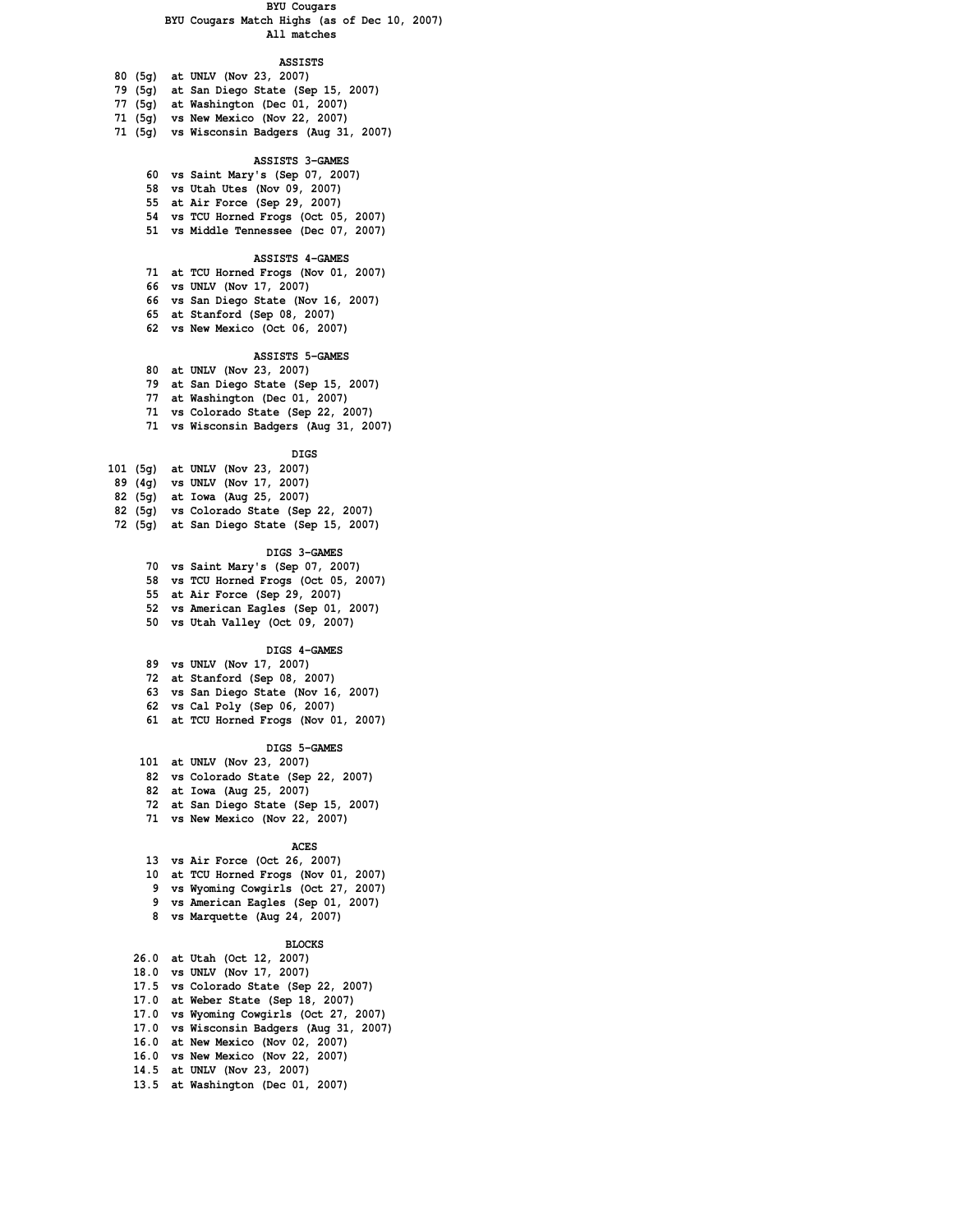# BYU Cougars

## BYU Cougars Match Highs (as of Dec 10, 2007)

### All matches

### ASSISTS

| | |
|---|---|
| 80 (5g) | at UNLV (Nov 23, 2007) |
| 79 (5g) | at San Diego State (Sep 15, 2007) |
| 77 (5g) | at Washington (Dec 01, 2007) |
| 71 (5g) | vs New Mexico (Nov 22, 2007) |
| 71 (5g) | vs Wisconsin Badgers (Aug 31, 2007) |

### ASSISTS 3-GAMES

| | |
|---|---|
| 60 | vs Saint Mary's (Sep 07, 2007) |
| 58 | vs Utah Utes (Nov 09, 2007) |
| 55 | at Air Force (Sep 29, 2007) |
| 54 | vs TCU Horned Frogs (Oct 05, 2007) |
| 51 | vs Middle Tennessee (Dec 07, 2007) |

### ASSISTS 4-GAMES

| | |
|---|---|
| 71 | at TCU Horned Frogs (Nov 01, 2007) |
| 66 | vs UNLV (Nov 17, 2007) |
| 66 | vs San Diego State (Nov 16, 2007) |
| 65 | at Stanford (Sep 08, 2007) |
| 62 | vs New Mexico (Oct 06, 2007) |

### ASSISTS 5-GAMES

| | |
|---|---|
| 80 | at UNLV (Nov 23, 2007) |
| 79 | at San Diego State (Sep 15, 2007) |
| 77 | at Washington (Dec 01, 2007) |
| 71 | vs Colorado State (Sep 22, 2007) |
| 71 | vs Wisconsin Badgers (Aug 31, 2007) |

### DIGS

| | |
|---|---|
| 101 (5g) | at UNLV (Nov 23, 2007) |
| 89 (4g) | vs UNLV (Nov 17, 2007) |
| 82 (5g) | at Iowa (Aug 25, 2007) |
| 82 (5g) | vs Colorado State (Sep 22, 2007) |
| 72 (5g) | at San Diego State (Sep 15, 2007) |

### DIGS 3-GAMES

| | |
|---|---|
| 70 | vs Saint Mary's (Sep 07, 2007) |
| 58 | vs TCU Horned Frogs (Oct 05, 2007) |
| 55 | at Air Force (Sep 29, 2007) |
| 52 | vs American Eagles (Sep 01, 2007) |
| 50 | vs Utah Valley (Oct 09, 2007) |

### DIGS 4-GAMES

| | |
|---|---|
| 89 | vs UNLV (Nov 17, 2007) |
| 72 | at Stanford (Sep 08, 2007) |
| 63 | vs San Diego State (Nov 16, 2007) |
| 62 | vs Cal Poly (Sep 06, 2007) |
| 61 | at TCU Horned Frogs (Nov 01, 2007) |

### DIGS 5-GAMES

| | |
|---|---|
| 101 | at UNLV (Nov 23, 2007) |
| 82 | vs Colorado State (Sep 22, 2007) |
| 82 | at Iowa (Aug 25, 2007) |
| 72 | at San Diego State (Sep 15, 2007) |
| 71 | vs New Mexico (Nov 22, 2007) |

### ACES

| | |
|---|---|
| 13 | vs Air Force (Oct 26, 2007) |
| 10 | at TCU Horned Frogs (Nov 01, 2007) |
| 9 | vs Wyoming Cowgirls (Oct 27, 2007) |
| 9 | vs American Eagles (Sep 01, 2007) |
| 8 | vs Marquette (Aug 24, 2007) |

### BLOCKS

| | |
|---|---|
| 26.0 | at Utah (Oct 12, 2007) |
| 18.0 | vs UNLV (Nov 17, 2007) |
| 17.5 | vs Colorado State (Sep 22, 2007) |
| 17.0 | at Weber State (Sep 18, 2007) |
| 17.0 | vs Wyoming Cowgirls (Oct 27, 2007) |
| 17.0 | vs Wisconsin Badgers (Aug 31, 2007) |
| 16.0 | at New Mexico (Nov 02, 2007) |
| 16.0 | vs New Mexico (Nov 22, 2007) |
| 14.5 | at UNLV (Nov 23, 2007) |
| 13.5 | at Washington (Dec 01, 2007) |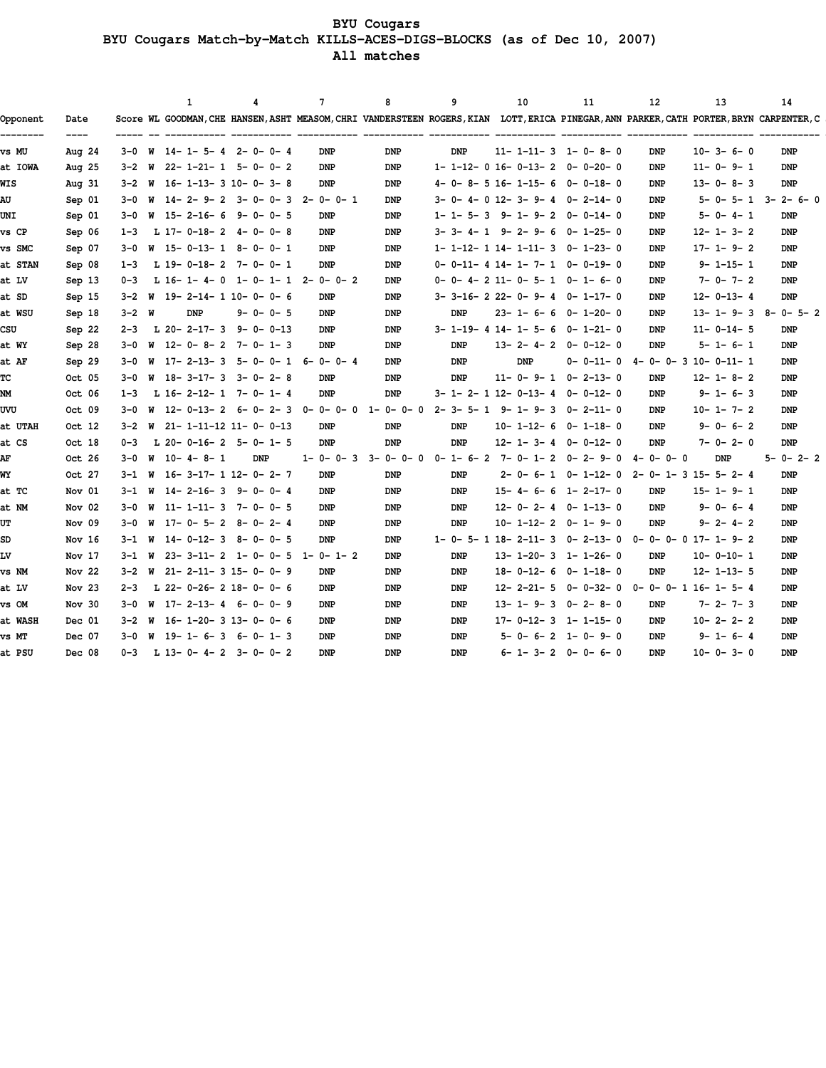# BYU Cougars

## BYU Cougars Match-by-Match KILLS-ACES-DIGS-BLOCKS (as of Dec 10, 2007)

### All matches

| Opponent | Date | Score | WL | 1 GOODMAN,CHE | 4 HANSEN,ASHT | 7 MEASOM,CHRI | 8 VANDERSTEEN | 9 ROGERS,KIAN | 10 LOTT,ERICA | 11 PINEGAR,ANN | 12 PARKER,CATH | 13 PORTER,BRYN | 14 CARPENTER,C |
|---|---|---|---|---|---|---|---|---|---|---|---|---|---|
| vs MU | Aug 24 | 3-0 | W | 14- 1- 5- 4 | 2- 0- 0- 4 | DNP | DNP | DNP | 11- 1-11- 3 | 1- 0- 8- 0 | DNP | 10- 3- 6- 0 | DNP |
| at IOWA | Aug 25 | 3-2 | W | 22- 1-21- 1 | 5- 0- 0- 2 | DNP | DNP | 1- 1-12- 0 | 16- 0-13- 2 | 0- 0-20- 0 | DNP | 11- 0- 9- 1 | DNP |
| WIS | Aug 31 | 3-2 | W | 16- 1-13- 3 | 10- 0- 3- 8 | DNP | DNP | 4- 0- 8- 5 | 16- 1-15- 6 | 0- 0-18- 0 | DNP | 13- 0- 8- 3 | DNP |
| AU | Sep 01 | 3-0 | W | 14- 2- 9- 2 | 3- 0- 0- 3 | 2- 0- 0- 1 | DNP | 3- 0- 4- 0 | 12- 3- 9- 4 | 0- 2-14- 0 | DNP | 5- 0- 5- 1 | 3- 2- 6- 0 |
| UNI | Sep 01 | 3-0 | W | 15- 2-16- 6 | 9- 0- 0- 5 | DNP | DNP | 1- 1- 5- 3 | 9- 1- 9- 2 | 0- 0-14- 0 | DNP | 5- 0- 4- 1 | DNP |
| vs CP | Sep 06 | 1-3 | L | 17- 0-18- 2 | 4- 0- 0- 8 | DNP | DNP | 3- 3- 4- 1 | 9- 2- 9- 6 | 0- 1-25- 0 | DNP | 12- 1- 3- 2 | DNP |
| vs SMC | Sep 07 | 3-0 | W | 15- 0-13- 1 | 8- 0- 0- 1 | DNP | DNP | 1- 1-12- 1 | 14- 1-11- 3 | 0- 1-23- 0 | DNP | 17- 1- 9- 2 | DNP |
| at STAN | Sep 08 | 1-3 | L | 19- 0-18- 2 | 7- 0- 0- 1 | DNP | DNP | 0- 0-11- 4 | 14- 1- 7- 1 | 0- 0-19- 0 | DNP | 9- 1-15- 1 | DNP |
| at LV | Sep 13 | 0-3 | L | 16- 1- 4- 0 | 1- 0- 1- 1 | 2- 0- 0- 2 | DNP | 0- 0- 4- 2 | 11- 0- 5- 1 | 0- 1- 6- 0 | DNP | 7- 0- 7- 2 | DNP |
| at SD | Sep 15 | 3-2 | W | 19- 2-14- 1 | 10- 0- 0- 6 | DNP | DNP | 3- 3-16- 2 | 22- 0- 9- 4 | 0- 1-17- 0 | DNP | 12- 0-13- 4 | DNP |
| at WSU | Sep 18 | 3-2 | W | DNP | 9- 0- 0- 5 | DNP | DNP | DNP | 23- 1- 6- 6 | 0- 1-20- 0 | DNP | 13- 1- 9- 3 | 8- 0- 5- 2 |
| CSU | Sep 22 | 2-3 | L | 20- 2-17- 3 | 9- 0- 0-13 | DNP | DNP | 3- 1-19- 4 | 14- 1- 5- 6 | 0- 1-21- 0 | DNP | 11- 0-14- 5 | DNP |
| at WY | Sep 28 | 3-0 | W | 12- 0- 8- 2 | 7- 0- 1- 3 | DNP | DNP | DNP | 13- 2- 4- 2 | 0- 0-12- 0 | DNP | 5- 1- 6- 1 | DNP |
| at AF | Sep 29 | 3-0 | W | 17- 2-13- 3 | 5- 0- 0- 1 | 6- 0- 0- 4 | DNP | DNP | DNP | 0- 0-11- 0 | 4- 0- 0- 3 | 10- 0-11- 1 | DNP |
| TC | Oct 05 | 3-0 | W | 18- 3-17- 3 | 3- 0- 2- 8 | DNP | DNP | DNP | 11- 0- 9- 1 | 0- 2-13- 0 | DNP | 12- 1- 8- 2 | DNP |
| NM | Oct 06 | 1-3 | L | 16- 2-12- 1 | 7- 0- 1- 4 | DNP | DNP | 3- 1- 2- 1 | 12- 0-13- 4 | 0- 0-12- 0 | DNP | 9- 1- 6- 3 | DNP |
| UVU | Oct 09 | 3-0 | W | 12- 0-13- 2 | 6- 0- 2- 3 | 0- 0- 0- 0 | 1- 0- 0- 0 | 2- 3- 5- 1 | 9- 1- 9- 3 | 0- 2-11- 0 | DNP | 10- 1- 7- 2 | DNP |
| at UTAH | Oct 12 | 3-2 | W | 21- 1-11-12 | 11- 0- 0-13 | DNP | DNP | DNP | 10- 1-12- 6 | 0- 1-18- 0 | DNP | 9- 0- 6- 2 | DNP |
| at CS | Oct 18 | 0-3 | L | 20- 0-16- 2 | 5- 0- 1- 5 | DNP | DNP | DNP | 12- 1- 3- 4 | 0- 0-12- 0 | DNP | 7- 0- 2- 0 | DNP |
| AF | Oct 26 | 3-0 | W | 10- 4- 8- 1 | DNP | 1- 0- 0- 3 | 3- 0- 0- 0 | 0- 1- 6- 2 | 7- 0- 1- 2 | 0- 2- 9- 0 | 4- 0- 0- 0 | DNP | 5- 0- 2- 2 |
| WY | Oct 27 | 3-1 | W | 16- 3-17- 1 | 12- 0- 2- 7 | DNP | DNP | DNP | 2- 0- 6- 1 | 0- 1-12- 0 | 2- 0- 1- 3 | 15- 5- 2- 4 | DNP |
| at TC | Nov 01 | 3-1 | W | 14- 2-16- 3 | 9- 0- 0- 4 | DNP | DNP | DNP | 15- 4- 6- 6 | 1- 2-17- 0 | DNP | 15- 1- 9- 1 | DNP |
| at NM | Nov 02 | 3-0 | W | 11- 1-11- 3 | 7- 0- 0- 5 | DNP | DNP | DNP | 12- 0- 2- 4 | 0- 1-13- 0 | DNP | 9- 0- 6- 4 | DNP |
| UT | Nov 09 | 3-0 | W | 17- 0- 5- 2 | 8- 0- 2- 4 | DNP | DNP | DNP | 10- 1-12- 2 | 0- 1- 9- 0 | DNP | 9- 2- 4- 2 | DNP |
| SD | Nov 16 | 3-1 | W | 14- 0-12- 3 | 8- 0- 0- 5 | DNP | DNP | 1- 0- 5- 1 | 18- 2-11- 3 | 0- 2-13- 0 | 0- 0- 0- 0 | 17- 1- 9- 2 | DNP |
| LV | Nov 17 | 3-1 | W | 23- 3-11- 2 | 1- 0- 0- 5 | 1- 0- 1- 2 | DNP | DNP | 13- 1-20- 3 | 1- 1-26- 0 | DNP | 10- 0-10- 1 | DNP |
| vs NM | Nov 22 | 3-2 | W | 21- 2-11- 3 | 15- 0- 0- 9 | DNP | DNP | DNP | 18- 0-12- 6 | 0- 1-18- 0 | DNP | 12- 1-13- 5 | DNP |
| at LV | Nov 23 | 2-3 | L | 22- 0-26- 2 | 18- 0- 0- 6 | DNP | DNP | DNP | 12- 2-21- 5 | 0- 0-32- 0 | 0- 0- 0- 1 | 16- 1- 5- 4 | DNP |
| vs OM | Nov 30 | 3-0 | W | 17- 2-13- 4 | 6- 0- 0- 9 | DNP | DNP | DNP | 13- 1- 9- 3 | 0- 2- 8- 0 | DNP | 7- 2- 7- 3 | DNP |
| at WASH | Dec 01 | 3-2 | W | 16- 1-20- 3 | 13- 0- 0- 6 | DNP | DNP | DNP | 17- 0-12- 3 | 1- 1-15- 0 | DNP | 10- 2- 2- 2 | DNP |
| vs MT | Dec 07 | 3-0 | W | 19- 1- 6- 3 | 6- 0- 1- 3 | DNP | DNP | DNP | 5- 0- 6- 2 | 1- 0- 9- 0 | DNP | 9- 1- 6- 4 | DNP |
| at PSU | Dec 08 | 0-3 | L | 13- 0- 4- 2 | 3- 0- 0- 2 | DNP | DNP | DNP | 6- 1- 3- 2 | 0- 0- 6- 0 | DNP | 10- 0- 3- 0 | DNP |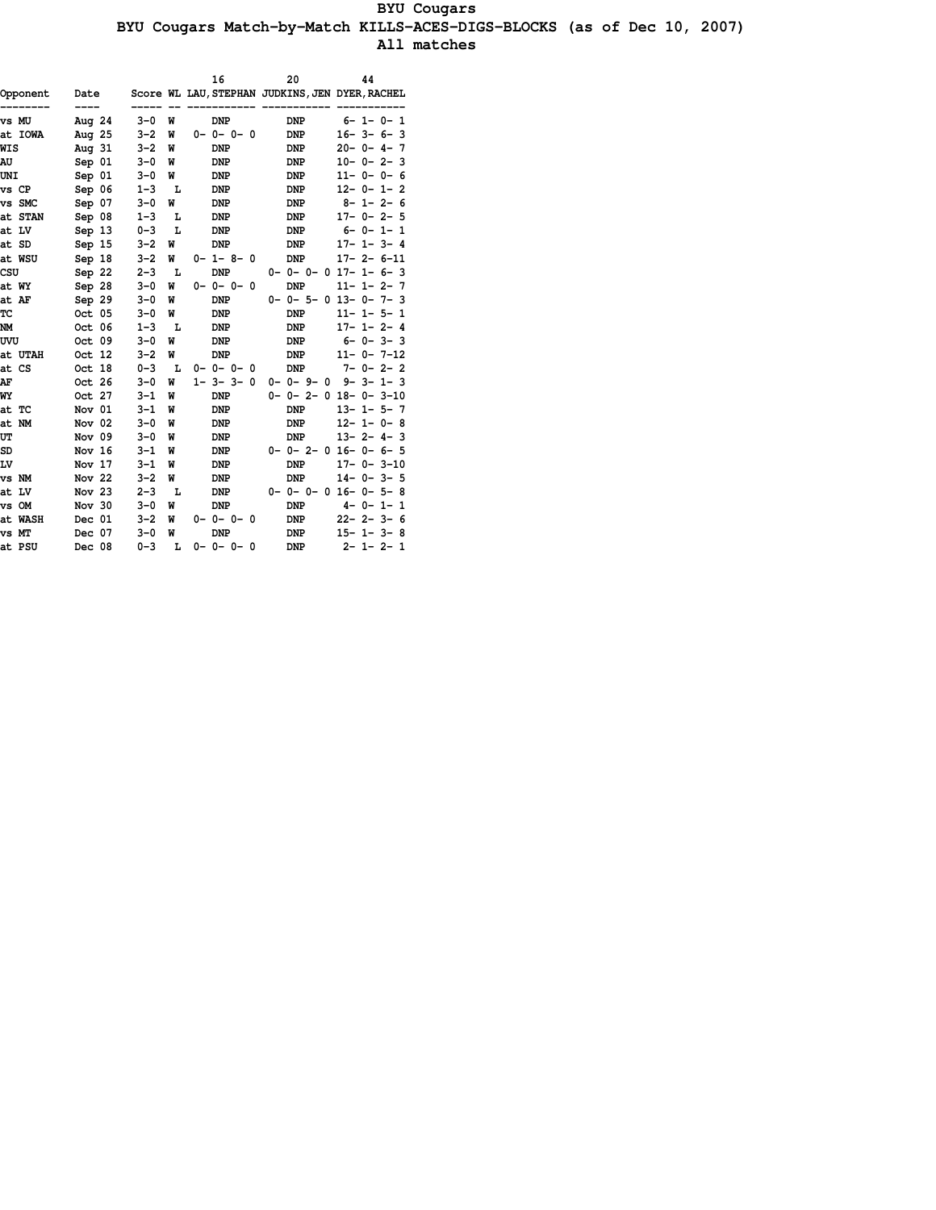# BYU Cougars

## BYU Cougars Match-by-Match KILLS-ACES-DIGS-BLOCKS (as of Dec 10, 2007)

### All matches

| Opponent | Date | Score | WL | 16 LAU,STEPHAN | 20 JUDKINS,JEN | 44 DYER,RACHEL |
|---|---|---|---|---|---|---|
| vs MU | Aug 24 | 3-0 | W | DNP | DNP | 6- 1- 0- 1 |
| at IOWA | Aug 25 | 3-2 | W | 0- 0- 0- 0 | DNP | 16- 3- 6- 3 |
| WIS | Aug 31 | 3-2 | W | DNP | DNP | 20- 0- 4- 7 |
| AU | Sep 01 | 3-0 | W | DNP | DNP | 10- 0- 2- 3 |
| UNI | Sep 01 | 3-0 | W | DNP | DNP | 11- 0- 0- 6 |
| vs CP | Sep 06 | 1-3 | L | DNP | DNP | 12- 0- 1- 2 |
| vs SMC | Sep 07 | 3-0 | W | DNP | DNP | 8- 1- 2- 6 |
| at STAN | Sep 08 | 1-3 | L | DNP | DNP | 17- 0- 2- 5 |
| at LV | Sep 13 | 0-3 | L | DNP | DNP | 6- 0- 1- 1 |
| at SD | Sep 15 | 3-2 | W | DNP | DNP | 17- 1- 3- 4 |
| at WSU | Sep 18 | 3-2 | W | 0- 1- 8- 0 | DNP | 17- 2- 6-11 |
| CSU | Sep 22 | 2-3 | L | DNP | 0- 0- 0- 0 | 17- 1- 6- 3 |
| at WY | Sep 28 | 3-0 | W | 0- 0- 0- 0 | DNP | 11- 1- 2- 7 |
| at AF | Sep 29 | 3-0 | W | DNP | 0- 0- 5- 0 | 13- 0- 7- 3 |
| TC | Oct 05 | 3-0 | W | DNP | DNP | 11- 1- 5- 1 |
| NM | Oct 06 | 1-3 | L | DNP | DNP | 17- 1- 2- 4 |
| UVU | Oct 09 | 3-0 | W | DNP | DNP | 6- 0- 3- 3 |
| at UTAH | Oct 12 | 3-2 | W | DNP | DNP | 11- 0- 7-12 |
| at CS | Oct 18 | 0-3 | L | 0- 0- 0- 0 | DNP | 7- 0- 2- 2 |
| AF | Oct 26 | 3-0 | W | 1- 3- 3- 0 | 0- 0- 9- 0 | 9- 3- 1- 3 |
| WY | Oct 27 | 3-1 | W | DNP | 0- 0- 2- 0 | 18- 0- 3-10 |
| at TC | Nov 01 | 3-1 | W | DNP | DNP | 13- 1- 5- 7 |
| at NM | Nov 02 | 3-0 | W | DNP | DNP | 12- 1- 0- 8 |
| UT | Nov 09 | 3-0 | W | DNP | DNP | 13- 2- 4- 3 |
| SD | Nov 16 | 3-1 | W | DNP | 0- 0- 2- 0 | 16- 0- 6- 5 |
| LV | Nov 17 | 3-1 | W | DNP | DNP | 17- 0- 3-10 |
| vs NM | Nov 22 | 3-2 | W | DNP | DNP | 14- 0- 3- 5 |
| at LV | Nov 23 | 2-3 | L | DNP | 0- 0- 0- 0 | 16- 0- 5- 8 |
| vs OM | Nov 30 | 3-0 | W | DNP | DNP | 4- 0- 1- 1 |
| at WASH | Dec 01 | 3-2 | W | 0- 0- 0- 0 | DNP | 22- 2- 3- 6 |
| vs MT | Dec 07 | 3-0 | W | DNP | DNP | 15- 1- 3- 8 |
| at PSU | Dec 08 | 0-3 | L | 0- 0- 0- 0 | DNP | 2- 1- 2- 1 |